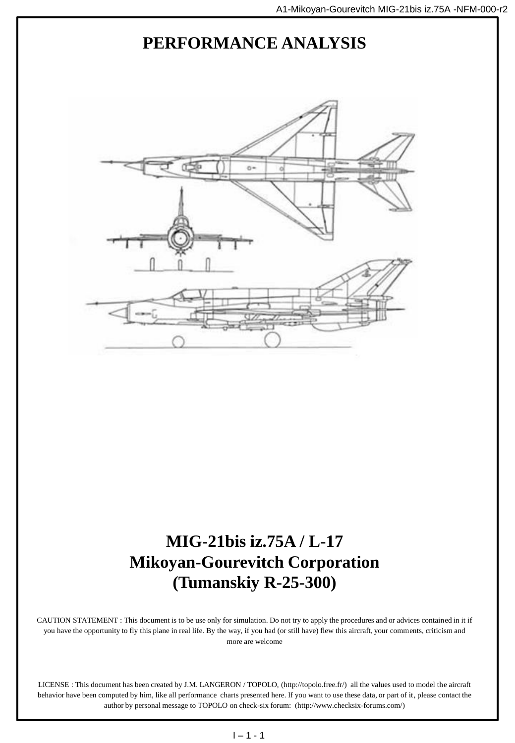# PERFORMANCE ANALYSIS

# MIG-21bis iz.75A / L-17
# Mikoyan-Gourevitch Corporation
# (Tumanskiy R-25-300)

CAUTION STATEMENT : This document is to be use only for simulation. Do not try to apply the procedures and or advices contained in it if you have the opportunity to fly this plane in real life. By the way, if you had (or still have) flew this aircraft, your comments, criticism and more are welcome

LICENSE : This document has been created by J.M. LANGERON / TOPOLO, (http://topolo.free.fr/) all the values used to model the aircraft behavior have been computed by him, like all performance charts presented here. If you want to use these data, or part of it, please contact the author by personal message to TOPOLO on check-six forum: (http://www.checksix-forums.com/)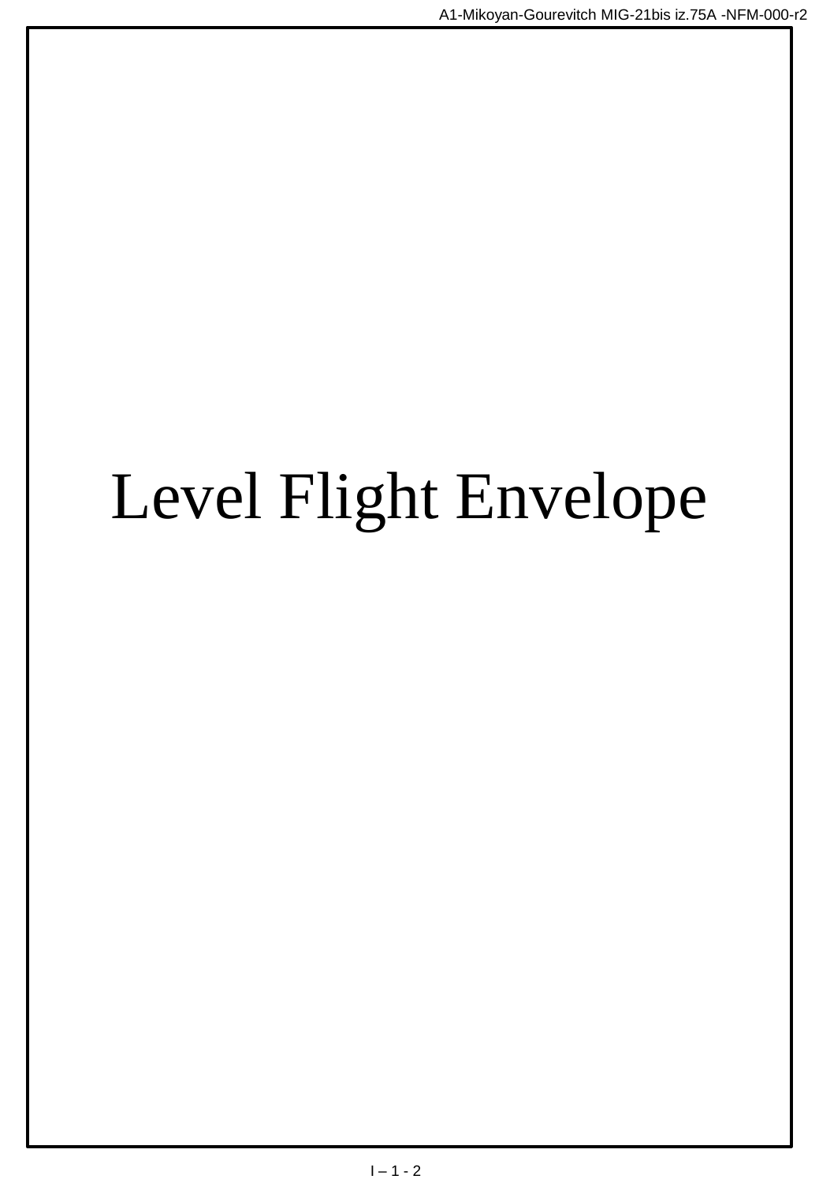# Level Flight Envelope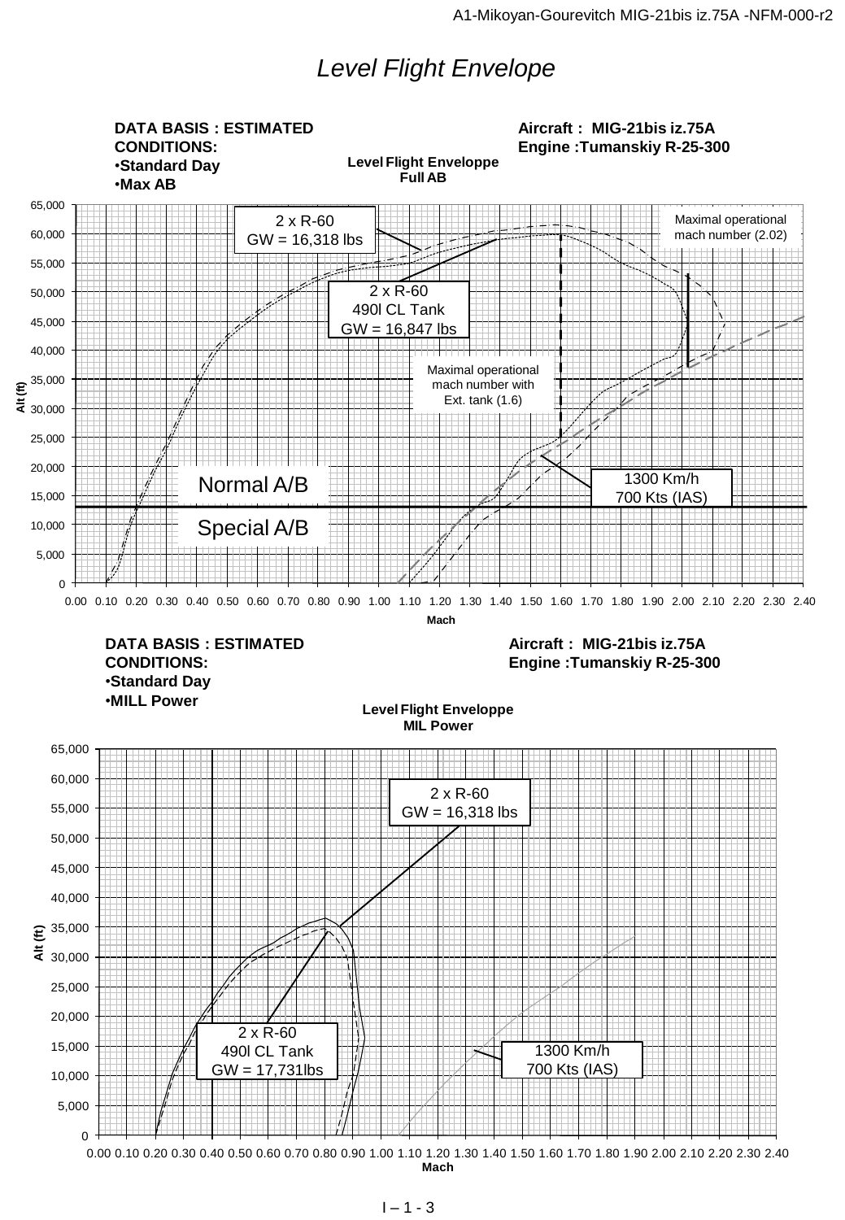# Level Flight Envelope

**DATA BASIS : ESTIMATED**
**CONDITIONS:**
- **Standard Day**
- **Max AB**

**Aircraft : MIG-21bis iz.75A**
**Engine :Tumanskiy R-25-300**

**Level Flight Enveloppe**
**Full AB**

Alt (ft): 0, 5,000, 10,000, 15,000, 20,000, 25,000, 30,000, 35,000, 40,000, 45,000, 50,000, 55,000, 60,000, 65,000

Mach: 0.00 0.10 0.20 0.30 0.40 0.50 0.60 0.70 0.80 0.90 1.00 1.10 1.20 1.30 1.40 1.50 1.60 1.70 1.80 1.90 2.00 2.10 2.20 2.30 2.40

2 x R-60
GW = 16,318 lbs

2 x R-60
490l CL Tank
GW = 16,847 lbs

Maximal operational mach number (2.02)

Maximal operational mach number with Ext. tank (1.6)

Normal A/B

Special A/B

1300 Km/h
700 Kts (IAS)

**DATA BASIS : ESTIMATED**
**CONDITIONS:**
- **Standard Day**
- **MILL Power**

**Aircraft : MIG-21bis iz.75A**
**Engine :Tumanskiy R-25-300**

**Level Flight Enveloppe**
**MIL Power**

Alt (ft): 0, 5,000, 10,000, 15,000, 20,000, 25,000, 30,000, 35,000, 40,000, 45,000, 50,000, 55,000, 60,000, 65,000

Mach: 0.00 0.10 0.20 0.30 0.40 0.50 0.60 0.70 0.80 0.90 1.00 1.10 1.20 1.30 1.40 1.50 1.60 1.70 1.80 1.90 2.00 2.10 2.20 2.30 2.40

2 x R-60
GW = 16,318 lbs

2 x R-60
490l CL Tank
GW = 17,731lbs

1300 Km/h
700 Kts (IAS)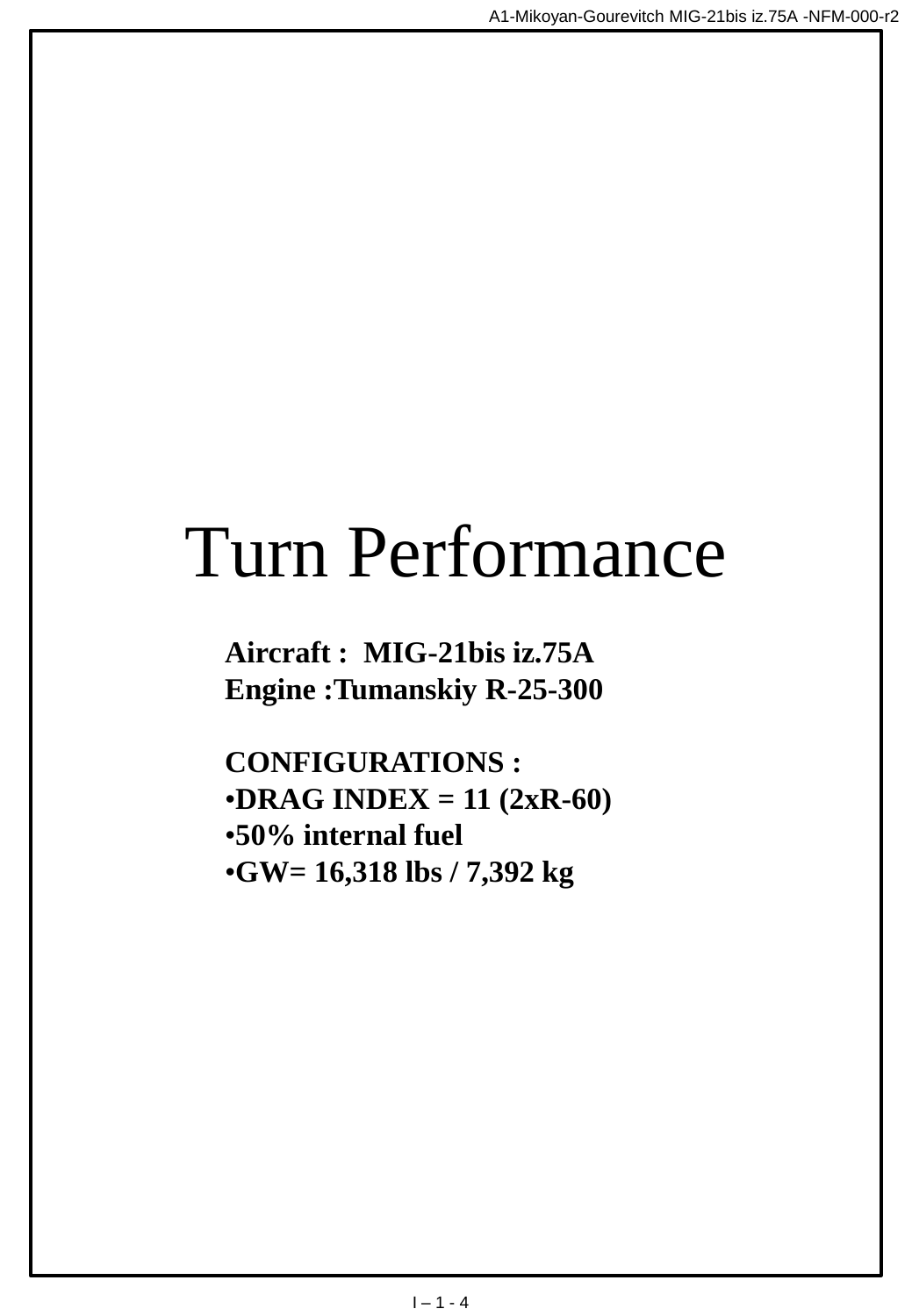# Turn Performance

**Aircraft : MIG-21bis iz.75A**
**Engine :Tumanskiy R-25-300**

**CONFIGURATIONS :**

- **DRAG INDEX = 11 (2xR-60)**
- **50% internal fuel**
- **GW= 16,318 lbs / 7,392 kg**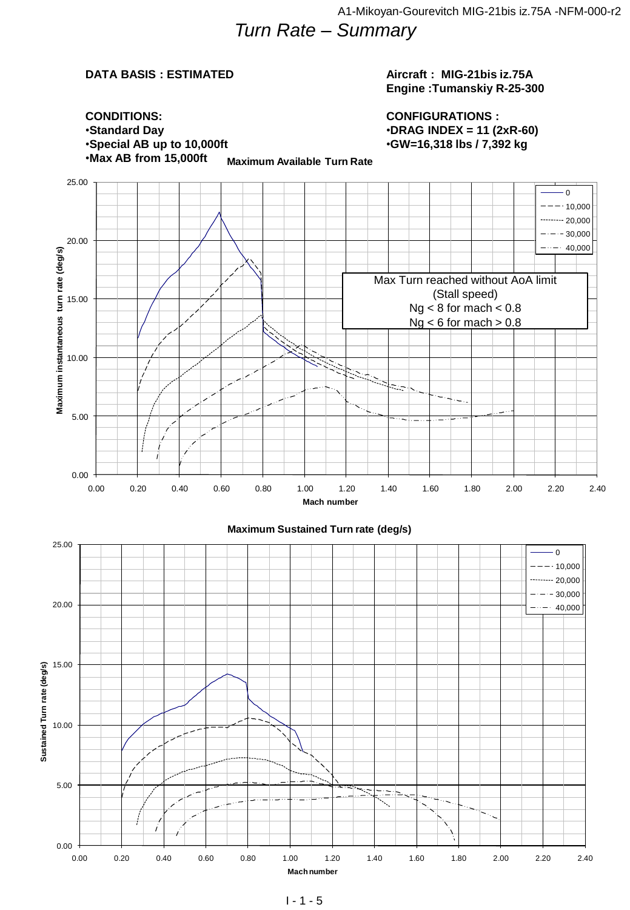# Turn Rate – Summary

**DATA BASIS : ESTIMATED**

**Aircraft : MIG-21bis iz.75A**
**Engine :Tumanskiy R-25-300**

**CONDITIONS:**
- **Standard Day**
- **Special AB up to 10,000ft**
- **Max AB from 15,000ft**

**CONFIGURATIONS :**
- **DRAG INDEX = 11 (2xR-60)**
- **GW=16,318 lbs / 7,392 kg**

**Maximum Available Turn Rate**

Legend: 0; 10,000; 20,000; 30,000; 40,000

Max Turn reached without AoA limit
(Stall speed)
Ng < 8 for mach < 0.8
Ng < 6 for mach > 0.8

Y-axis: Maximum instantaneous turn rate (deg/s) (0.00 – 25.00)
X-axis: Mach number (0.00 – 2.40)

**Maximum Sustained Turn rate (deg/s)**

Legend: 0; 10,000; 20,000; 30,000; 40,000

Y-axis: Sustained Turn rate (deg/s) (0.00 – 25.00)
X-axis: Mach number (0.00 – 2.40)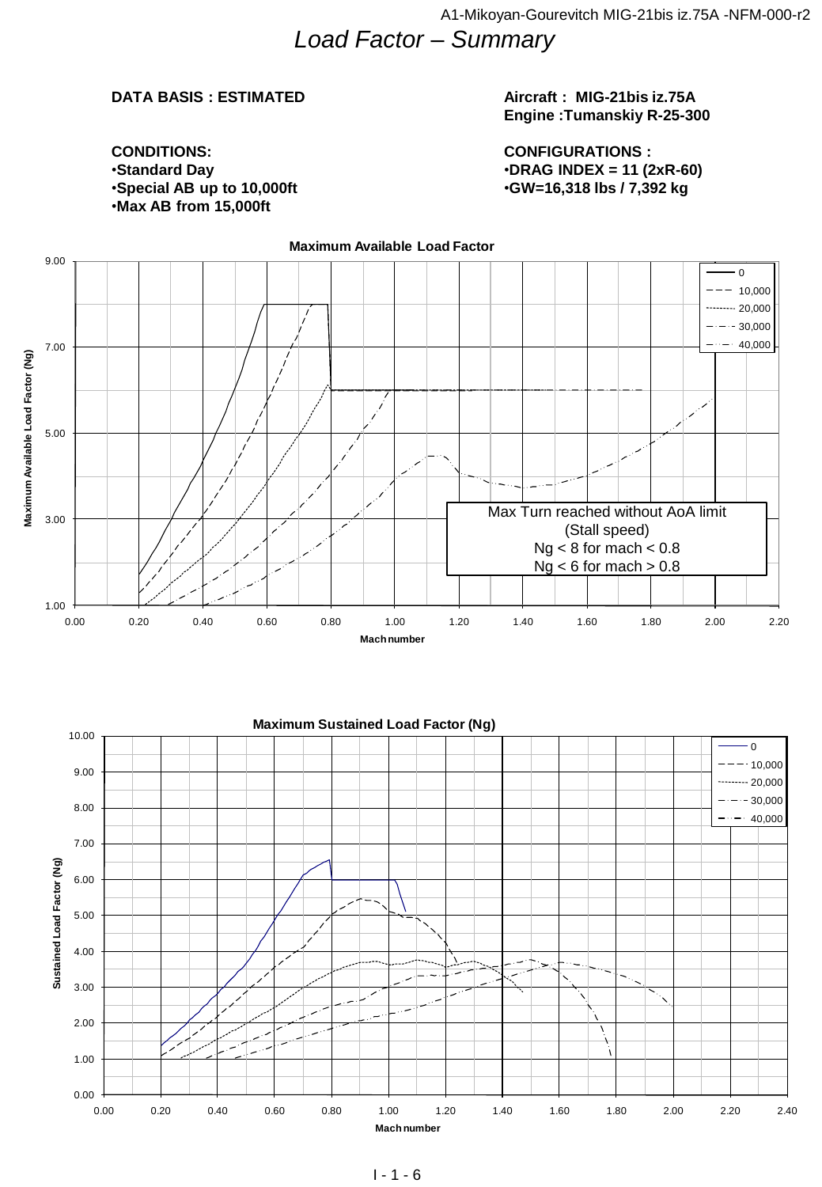# *Load Factor – Summary*

**DATA BASIS : ESTIMATED**

**Aircraft : MIG-21bis iz.75A**
**Engine :Tumanskiy R-25-300**

**CONDITIONS:**
- **Standard Day**
- **Special AB up to 10,000ft**
- **Max AB from 15,000ft**

**CONFIGURATIONS :**
- **DRAG INDEX = 11 (2xR-60)**
- **GW=16,318 lbs / 7,392 kg**

**Maximum Available Load Factor**

Legend: 0, 10,000, 20,000, 30,000, 40,000

Max Turn reached without AoA limit
(Stall speed)
Ng < 8 for mach < 0.8
Ng < 6 for mach > 0.8

Y-axis: Maximum Available Load Factor (Ng)
X-axis: Mach number

**Maximum Sustained Load Factor (Ng)**

Legend: 0, 10,000, 20,000, 30,000, 40,000

Y-axis: Sustained Load Factor (Ng)
X-axis: Mach number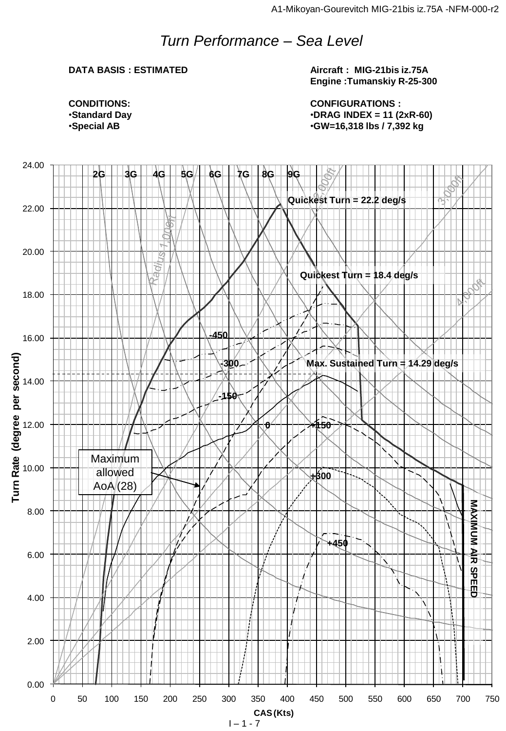# Turn Performance – Sea Level

**DATA BASIS : ESTIMATED**

**CONDITIONS:**
- **Standard Day**
- **Special AB**

**Aircraft : MIG-21bis iz.75A**
**Engine :Tumanskiy R-25-300**

**CONFIGURATIONS :**
- **DRAG INDEX = 11 (2xR-60)**
- **GW=16,318 lbs / 7,392 kg**

Quickest Turn = 22.2 deg/s

Quickest Turn = 18.4 deg/s

Max. Sustained Turn = 14.29 deg/s

Maximum allowed AoA (28)

MAXIMUM AIR SPEED

2G 3G 4G 5G 6G 7G 8G 9G

Radius 1,000ft 2,000ft 3,000ft 4,000ft

-450 -300 -150 0 +150 +300 +450

Turn Rate (degree per second)

CAS (Kts)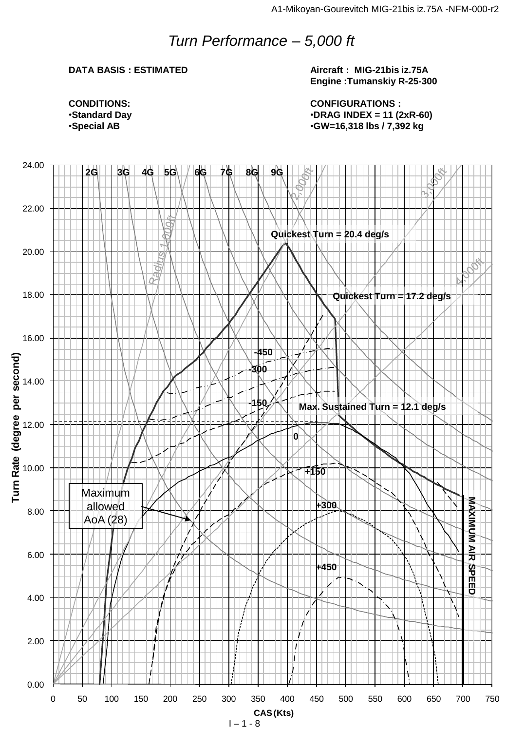# *Turn Performance – 5,000 ft*

**DATA BASIS : ESTIMATED**

**CONDITIONS:**
- **Standard Day**
- **Special AB**

**Aircraft : MIG-21bis iz.75A**
**Engine :Tumanskiy R-25-300**

**CONFIGURATIONS :**
- **DRAG INDEX = 11 (2xR-60)**
- **GW=16,318 lbs / 7,392 kg**

Turn Rate (degree per second) vs. CAS (Kts)

- Quickest Turn = 20.4 deg/s
- Quickest Turn = 17.2 deg/s
- Max. Sustained Turn = 12.1 deg/s
- Maximum allowed AoA (28)
- MAXIMUM AIR SPEED
- Load factor lines: 2G, 3G, 4G, 5G, 6G, 7G, 8G, 9G
- Radius lines: Radius 1,000ft, 2,000ft, 3,000ft, 4,000ft
- Specific excess power curves: -450, -300, -150, 0, +150, +300, +450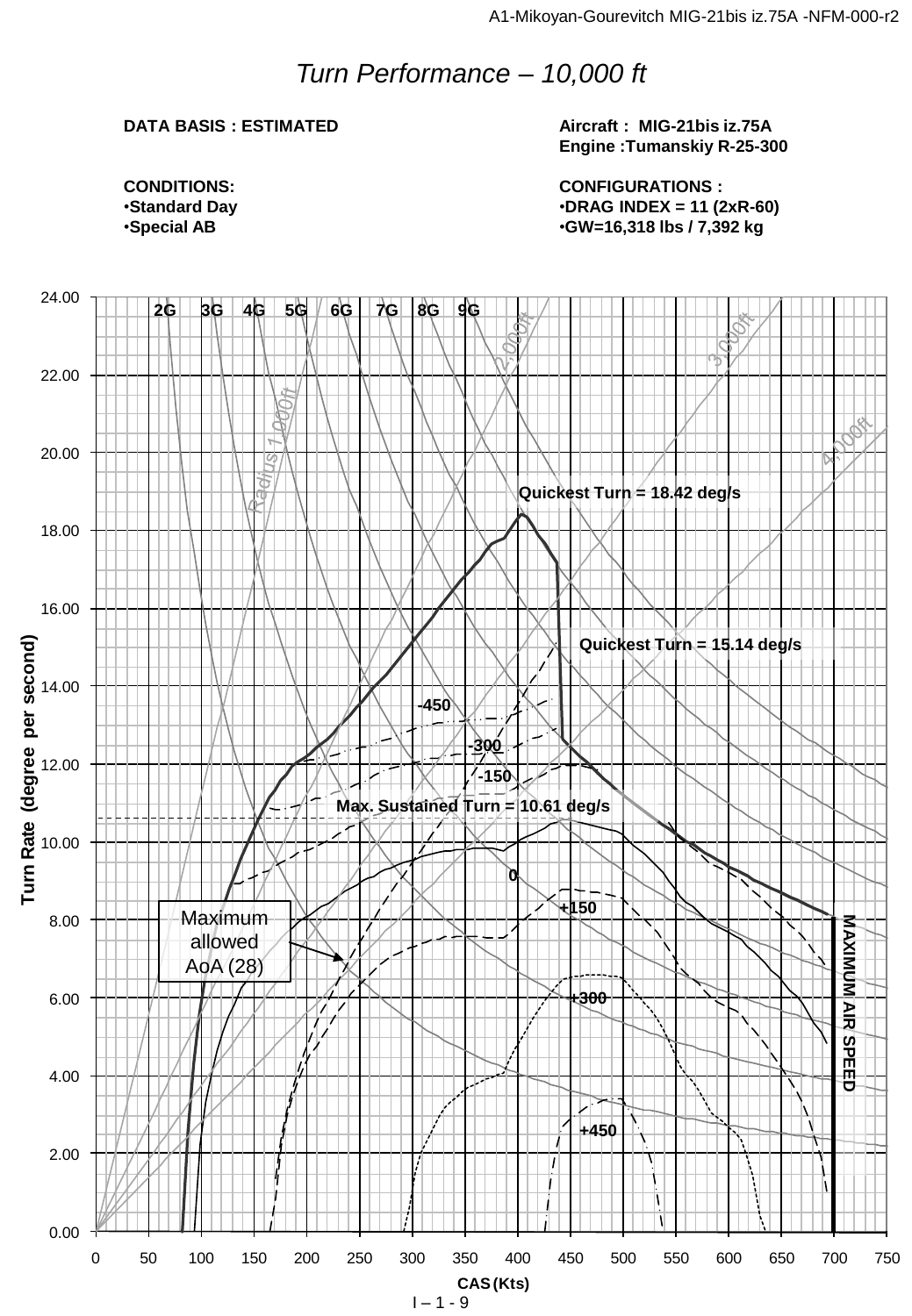# Turn Performance – 10,000 ft

**DATA BASIS : ESTIMATED**

**CONDITIONS:**
- **Standard Day**
- **Special AB**

**Aircraft : MIG-21bis iz.75A**
**Engine :Tumanskiy R-25-300**

**CONFIGURATIONS :**
- **DRAG INDEX = 11 (2xR-60)**
- **GW=16,318 lbs / 7,392 kg**

Quickest Turn = 18.42 deg/s

Quickest Turn = 15.14 deg/s

Max. Sustained Turn = 10.61 deg/s

Maximum allowed AoA (28)

MAXIMUM AIR SPEED

2G 3G 4G 5G 6G 7G 8G 9G

Radius 1,000ft, 2,000ft, 3,000ft, 4,000ft

-450, -300, -150, 0, +150, +300, +450

Turn Rate (degree per second)

CAS (Kts)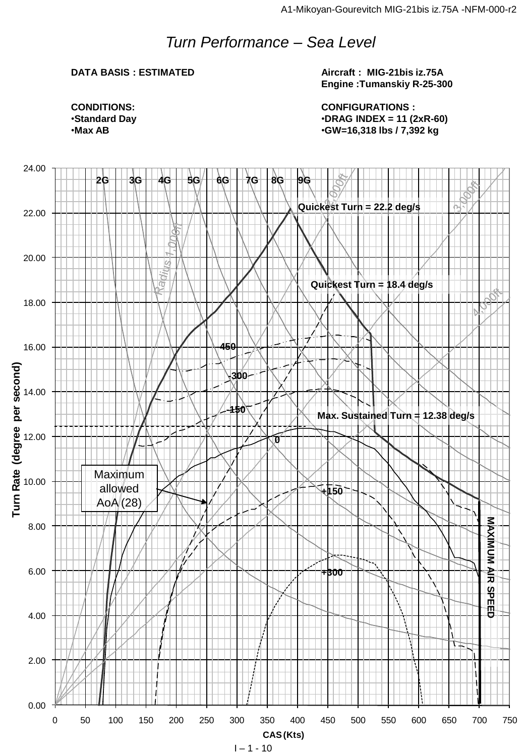# *Turn Performance – Sea Level*

**DATA BASIS : ESTIMATED**

**Aircraft : MIG-21bis iz.75A**
**Engine :Tumanskiy R-25-300**

**CONDITIONS:**
- **Standard Day**
- **Max AB**

**CONFIGURATIONS :**
- **DRAG INDEX = 11 (2xR-60)**
- **GW=16,318 lbs / 7,392 kg**

Quickest Turn = 22.2 deg/s

Quickest Turn = 18.4 deg/s

Max. Sustained Turn = 12.38 deg/s

Maximum allowed AoA (28)

MAXIMUM AIR SPEED

2G 3G 4G 5G 6G 7G 8G 9G

Radius 1,000ft 2,000ft 3,000ft 4,000ft

450 300 150 0 +150 +300

Turn Rate (degree per second)

CAS (Kts)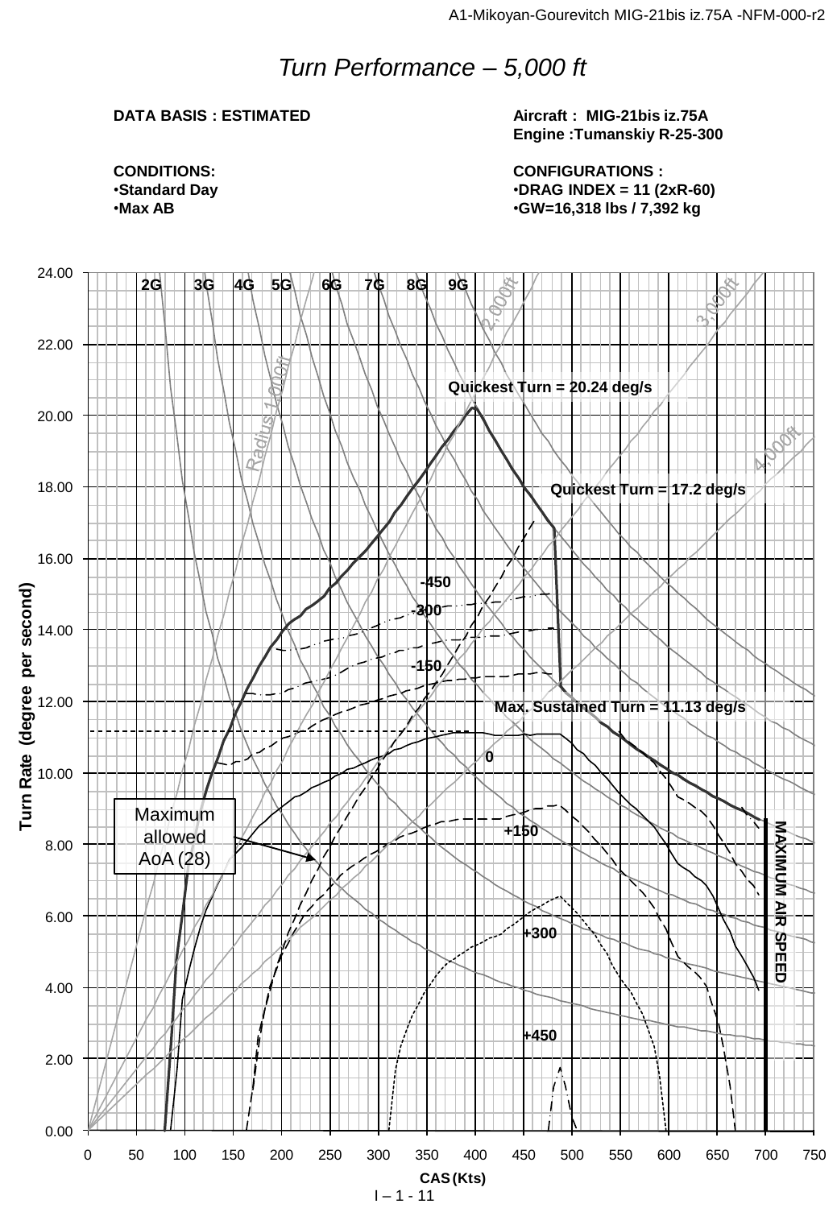# *Turn Performance – 5,000 ft*

**DATA BASIS : ESTIMATED**

**Aircraft : MIG-21bis iz.75A**
**Engine :Tumanskiy R-25-300**

**CONDITIONS:**
- **Standard Day**
- **Max AB**

**CONFIGURATIONS :**
- **DRAG INDEX = 11 (2xR-60)**
- **GW=16,318 lbs / 7,392 kg**

Turn Rate (degree per second) — 0.00 to 24.00

CAS (Kts) — 0 to 750

Load factor lines: 2G, 3G, 4G, 5G, 6G, 7G, 8G, 9G

Radius lines: Radius 1,000ft, 2,000ft, 3,000ft, 4,000ft

Quickest Turn = 20.24 deg/s

Quickest Turn = 17.2 deg/s

Max. Sustained Turn = 11.13 deg/s

Specific excess power curves: -450, -300, -150, 0, +150, +300, +450

Maximum allowed AoA (28)

MAXIMUM AIR SPEED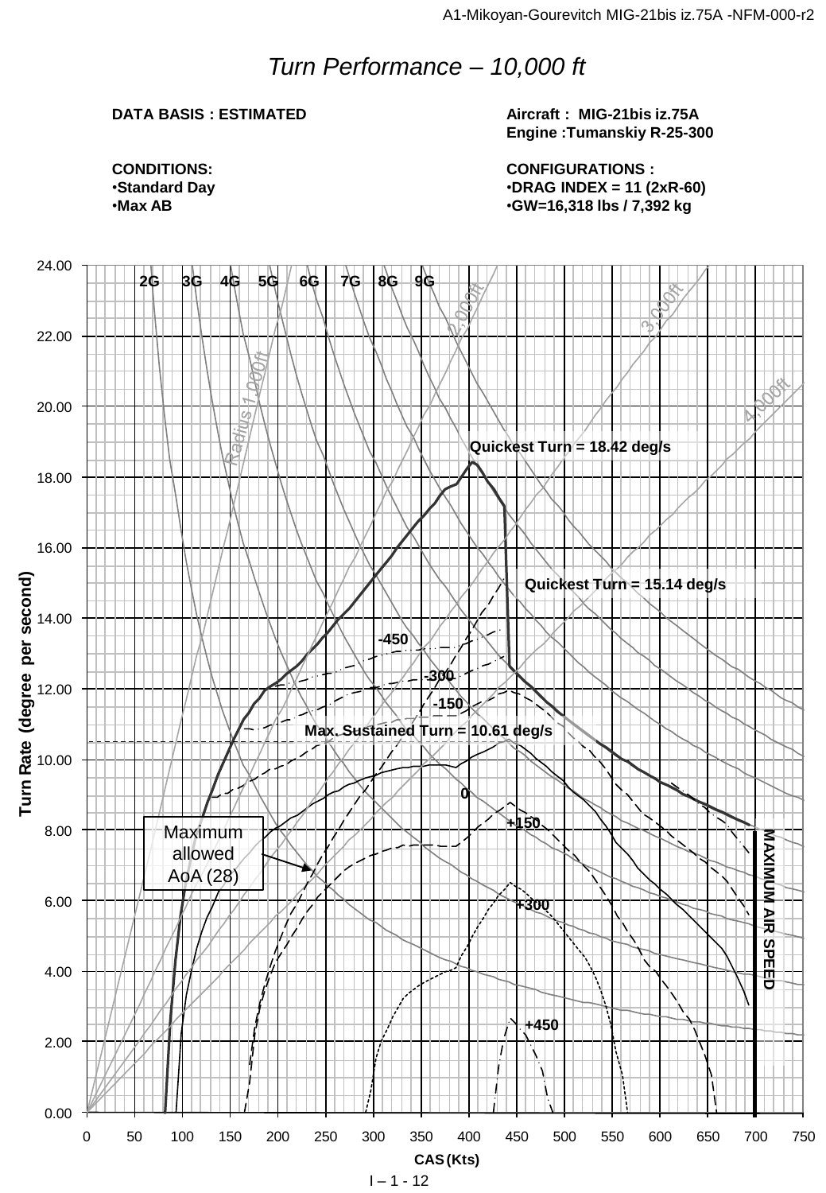# Turn Performance – 10,000 ft

**DATA BASIS : ESTIMATED**

**Aircraft : MIG-21bis iz.75A**
**Engine :Tumanskiy R-25-300**

**CONDITIONS:**
- **Standard Day**
- **Max AB**

**CONFIGURATIONS :**
- **DRAG INDEX = 11 (2xR-60)**
- **GW=16,318 lbs / 7,392 kg**

Turn Rate (degree per second) | CAS (Kts)

2G 3G 4G 5G 6G 7G 8G 9G

Radius 1,000ft | 2,000ft | 3,000ft | 4,000ft

Quickest Turn = 18.42 deg/s

Quickest Turn = 15.14 deg/s

Max. Sustained Turn = 10.61 deg/s

-450 | -300 | -150 | 0 | +150 | +300 | +450

Maximum allowed AoA (28)

MAXIMUM AIR SPEED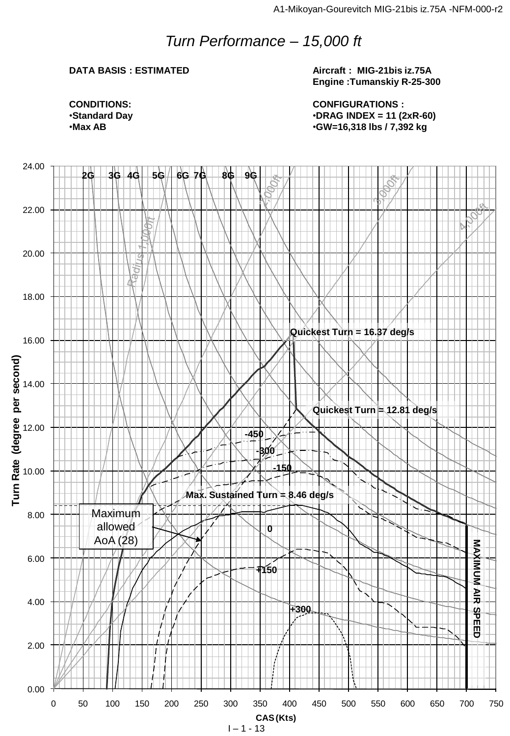# *Turn Performance – 15,000 ft*

**DATA BASIS : ESTIMATED**

**Aircraft : MIG-21bis iz.75A**
**Engine :Tumanskiy R-25-300**

**CONDITIONS:**
- **Standard Day**
- **Max AB**

**CONFIGURATIONS :**
- **DRAG INDEX = 11 (2xR-60)**
- **GW=16,318 lbs / 7,392 kg**

Quickest Turn = 16.37 deg/s

Quickest Turn = 12.81 deg/s

Max. Sustained Turn = 8.46 deg/s

Maximum allowed AoA (28)

MAXIMUM AIR SPEED

2G 3G 4G 5G 6G 7G 8G 9G

Radius 1,000ft 2,000ft 3,000ft 4,000ft

-450 -300 -150 0 +150 +300

Turn Rate (degree per second)

CAS (Kts)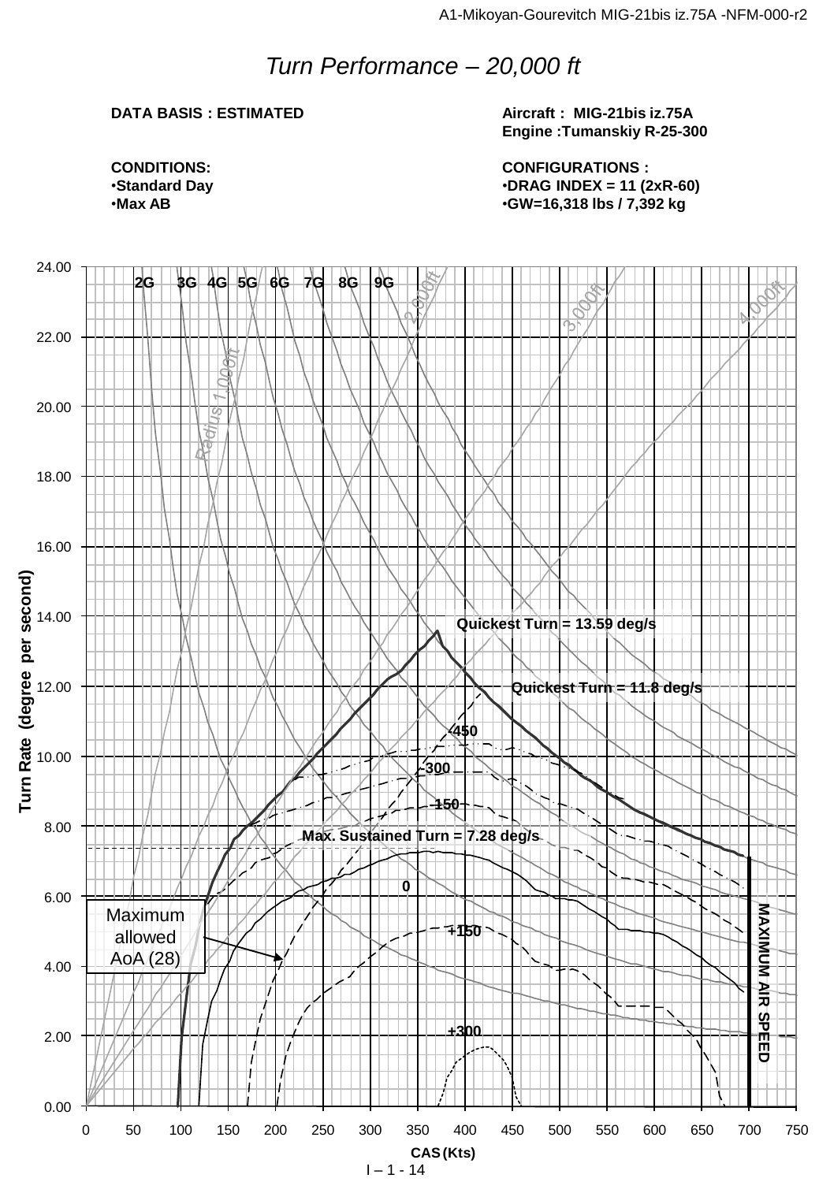# *Turn Performance – 20,000 ft*

**DATA BASIS : ESTIMATED**

**Aircraft : MIG-21bis iz.75A**
**Engine :Tumanskiy R-25-300**

**CONDITIONS:**
- **Standard Day**
- **Max AB**

**CONFIGURATIONS :**
- **DRAG INDEX = 11 (2xR-60)**
- **GW=16,318 lbs / 7,392 kg**

Turn Rate (degree per second) vs. CAS (Kts)

2G 3G 4G 5G 6G 7G 8G 9G

Radius 1,000ft, 2,000ft, 3,000ft, 4,000ft

Quickest Turn = 13.59 deg/s

Quickest Turn = 11.8 deg/s

-450

-300

-150

Max. Sustained Turn = 7.28 deg/s

0

+150

+300

Maximum allowed AoA (28)

MAXIMUM AIR SPEED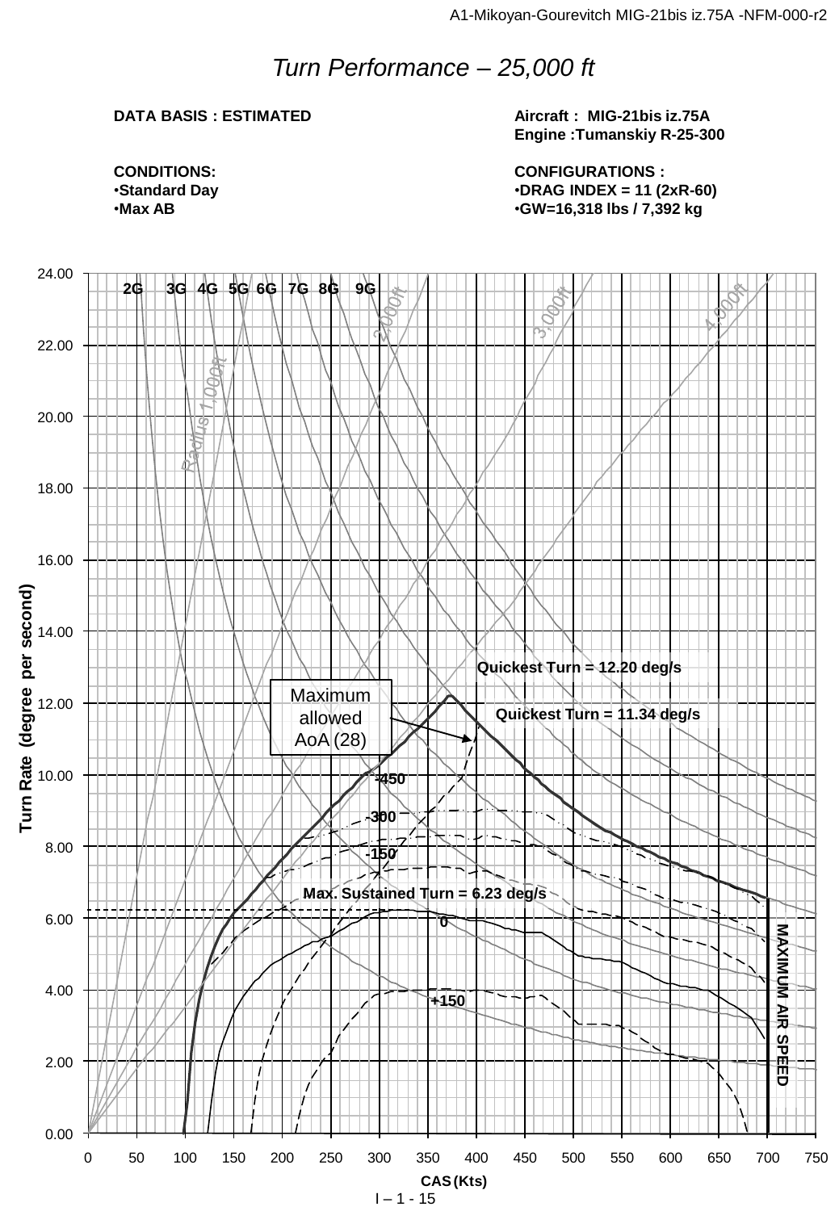# *Turn Performance – 25,000 ft*

**DATA BASIS : ESTIMATED**

**Aircraft : MIG-21bis iz.75A**
**Engine :Tumanskiy R-25-300**

**CONDITIONS:**
- **Standard Day**
- **Max AB**

**CONFIGURATIONS :**
- **DRAG INDEX = 11 (2xR-60)**
- **GW=16,318 lbs / 7,392 kg**

Turn Rate (degree per second)

2G 3G 4G 5G 6G 7G 8G 9G

Radius 1,000ft 2,000ft 3,000ft 4,000ft

Quickest Turn = 12.20 deg/s

Quickest Turn = 11.34 deg/s

Maximum allowed AoA (28)

+450

-300

-150

Max. Sustained Turn = 6.23 deg/s

0

+150

MAXIMUM AIR SPEED

CAS (Kts)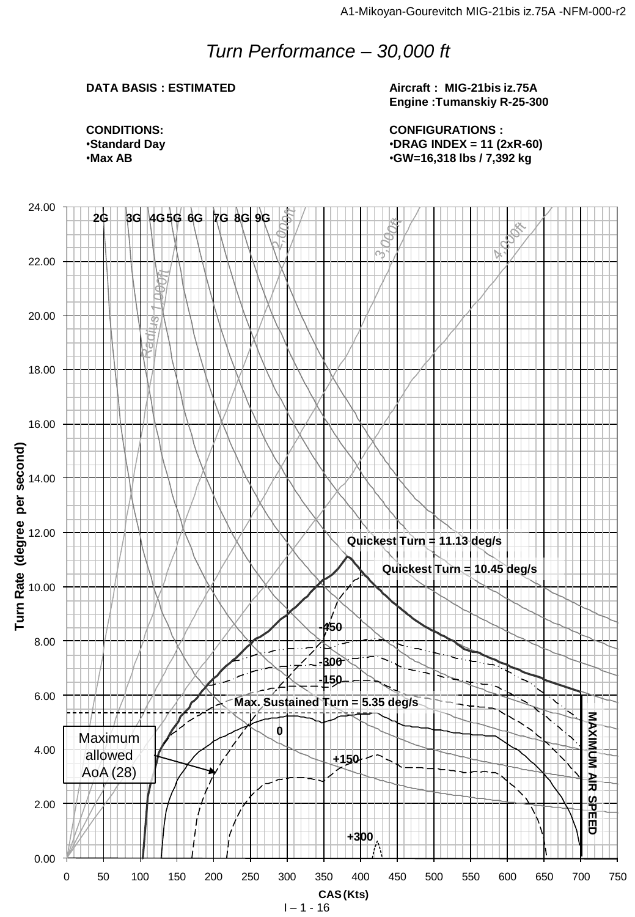# *Turn Performance – 30,000 ft*

**DATA BASIS : ESTIMATED**

**Aircraft : MIG-21bis iz.75A**
**Engine :Tumanskiy R-25-300**

**CONDITIONS:**
- **Standard Day**
- **Max AB**

**CONFIGURATIONS :**
- **DRAG INDEX = 11 (2xR-60)**
- **GW=16,318 lbs / 7,392 kg**

Turn Rate (degree per second) vs. CAS (Kts)

2G 3G 4G 5G 6G 7G 8G 9G

Radius 1,000ft, 2,000ft, 3,000ft, 4,000ft

Quickest Turn = 11.13 deg/s

Quickest Turn = 10.45 deg/s

Max. Sustained Turn = 5.35 deg/s

-450, -300, -150, 0, +150, +300

Maximum allowed AoA (28)

MAXIMUM AIR SPEED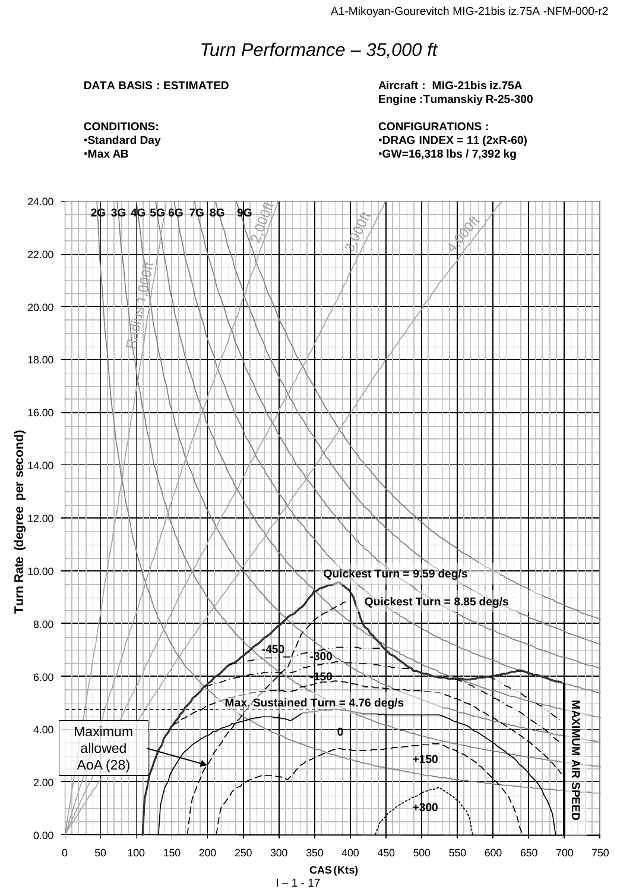# *Turn Performance – 35,000 ft*

**DATA BASIS : ESTIMATED**

**CONDITIONS:**
- **Standard Day**
- **Max AB**

**Aircraft : MIG-21bis iz.75A**
**Engine :Tumanskiy R-25-300**

**CONFIGURATIONS :**
- **DRAG INDEX = 11 (2xR-60)**
- **GW=16,318 lbs / 7,392 kg**

2G 3G 4G 5G 6G 7G 8G 9G

Radius 1,000ft, 2,000ft, 3,000ft, 4,000ft

Quickest Turn = 9.59 deg/s

Quickest Turn = 8.85 deg/s

-450, -300, -150

Max. Sustained Turn = 4.76 deg/s

0, +150, +300

Maximum allowed AoA (28)

MAXIMUM AIR SPEED

Turn Rate (degree per second)

CAS (Kts)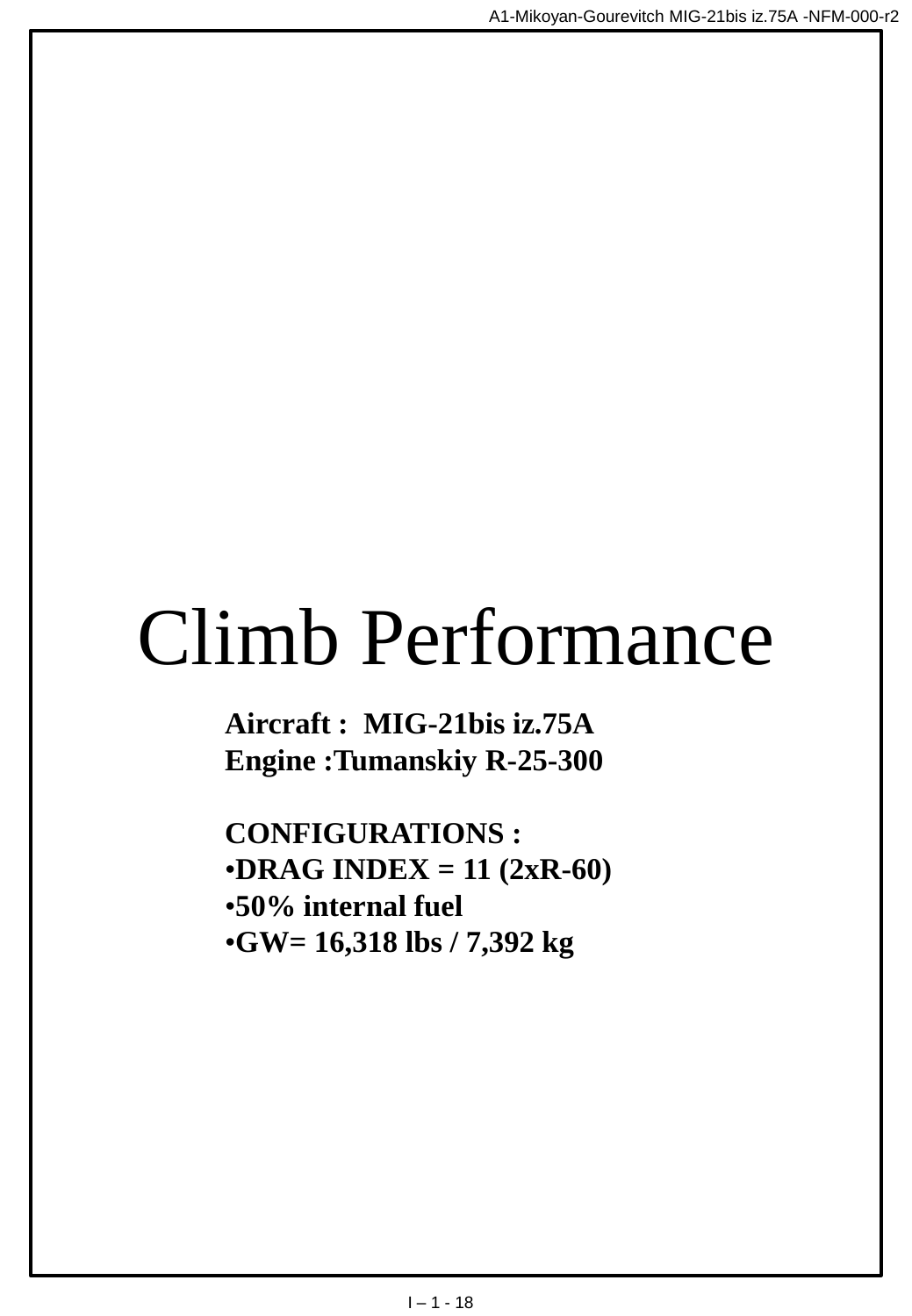# Climb Performance

**Aircraft : MIG-21bis iz.75A**
**Engine :Tumanskiy R-25-300**

**CONFIGURATIONS :**
- **DRAG INDEX = 11 (2xR-60)**
- **50% internal fuel**
- **GW= 16,318 lbs / 7,392 kg**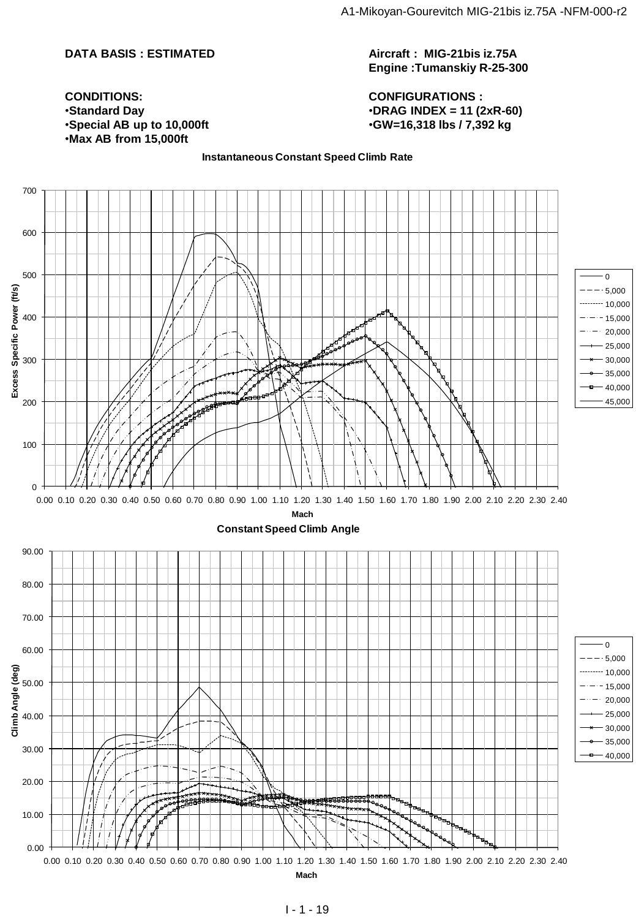**DATA BASIS : ESTIMATED**

**Aircraft : MIG-21bis iz.75A**
**Engine :Tumanskiy R-25-300**

**CONDITIONS:**
- **Standard Day**
- **Special AB up to 10,000ft**
- **Max AB from 15,000ft**

**CONFIGURATIONS :**
- **DRAG INDEX = 11 (2xR-60)**
- **GW=16,318 lbs / 7,392 kg**

**Instantaneous Constant Speed Climb Rate**

Excess Specific Power (ft/s) vs. Mach — curves for 0, 5,000, 10,000, 15,000, 20,000, 25,000, 30,000, 35,000, 40,000, 45,000

**Constant Speed Climb Angle**

Climb Angle (deg) vs. Mach — curves for 0, 5,000, 10,000, 15,000, 20,000, 25,000, 30,000, 35,000, 40,000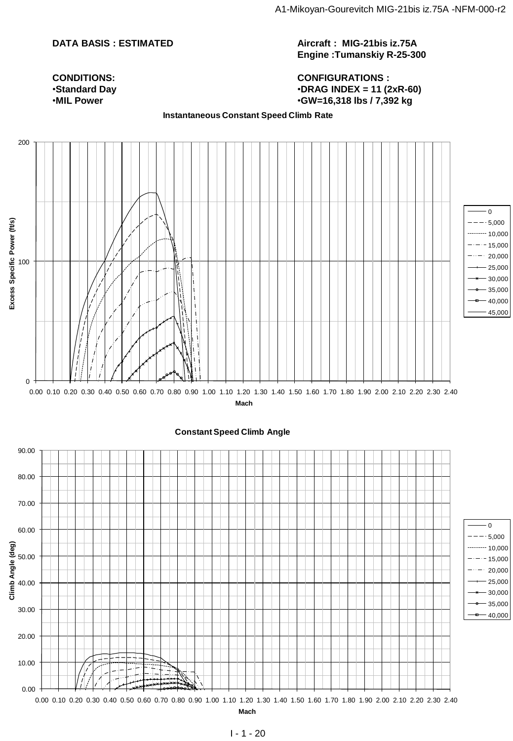**DATA BASIS : ESTIMATED**

**Aircraft : MIG-21bis iz.75A**
**Engine :Tumanskiy R-25-300**

**CONDITIONS:**
- **Standard Day**
- **MIL Power**

**CONFIGURATIONS :**
- **DRAG INDEX = 11 (2xR-60)**
- **GW=16,318 lbs / 7,392 kg**

**Instantaneous Constant Speed Climb Rate**

Excess Specific Power (ft/s)

Mach

Legend: 0, 5,000, 10,000, 15,000, 20,000, 25,000, 30,000, 35,000, 40,000, 45,000

**Constant Speed Climb Angle**

Climb Angle (deg)

Mach

Legend: 0, 5,000, 10,000, 15,000, 20,000, 25,000, 30,000, 35,000, 40,000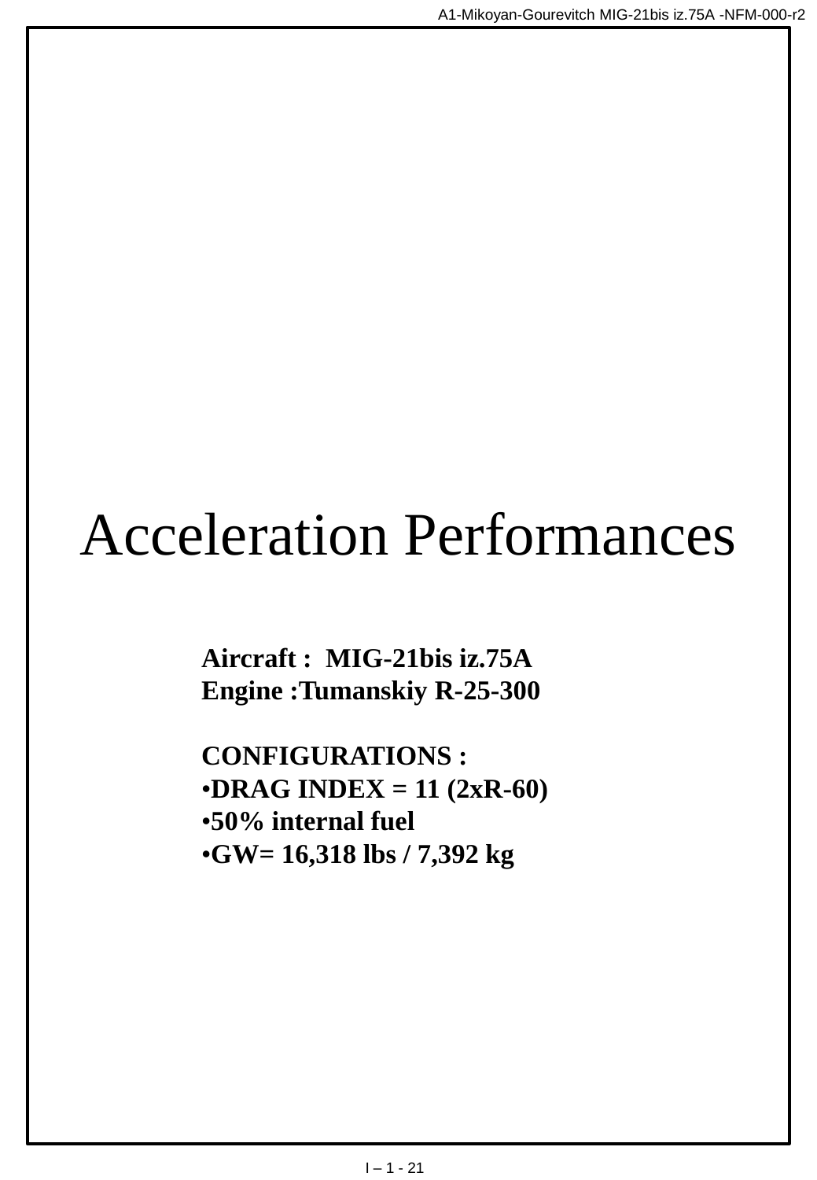# Acceleration Performances

**Aircraft : MIG-21bis iz.75A**
**Engine :Tumanskiy R-25-300**

**CONFIGURATIONS :**

- **DRAG INDEX = 11 (2xR-60)**
- **50% internal fuel**
- **GW= 16,318 lbs / 7,392 kg**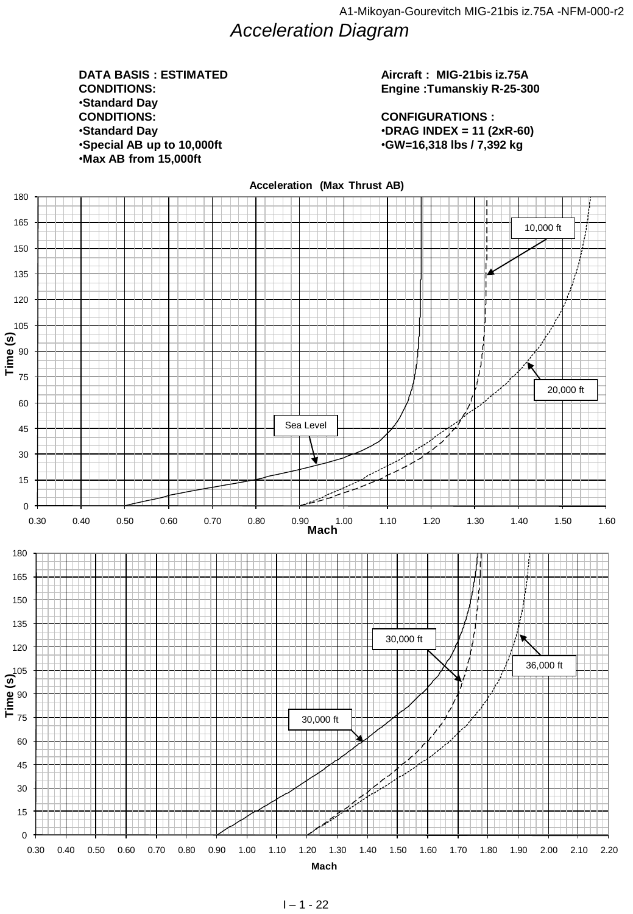# Acceleration Diagram

**DATA BASIS : ESTIMATED**
**CONDITIONS:**
- **Standard Day**

**CONDITIONS:**
- **Standard Day**
- **Special AB up to 10,000ft**
- **Max AB from 15,000ft**

**Aircraft : MIG-21bis iz.75A**
**Engine :Tumanskiy R-25-300**

**CONFIGURATIONS :**
- **DRAG INDEX = 11 (2xR-60)**
- **GW=16,318 lbs / 7,392 kg**

**Acceleration (Max Thrust AB)**

Time (s) vs. Mach — curves: Sea Level, 10,000 ft, 20,000 ft

Time (s) vs. Mach — curves: 30,000 ft, 30,000 ft, 36,000 ft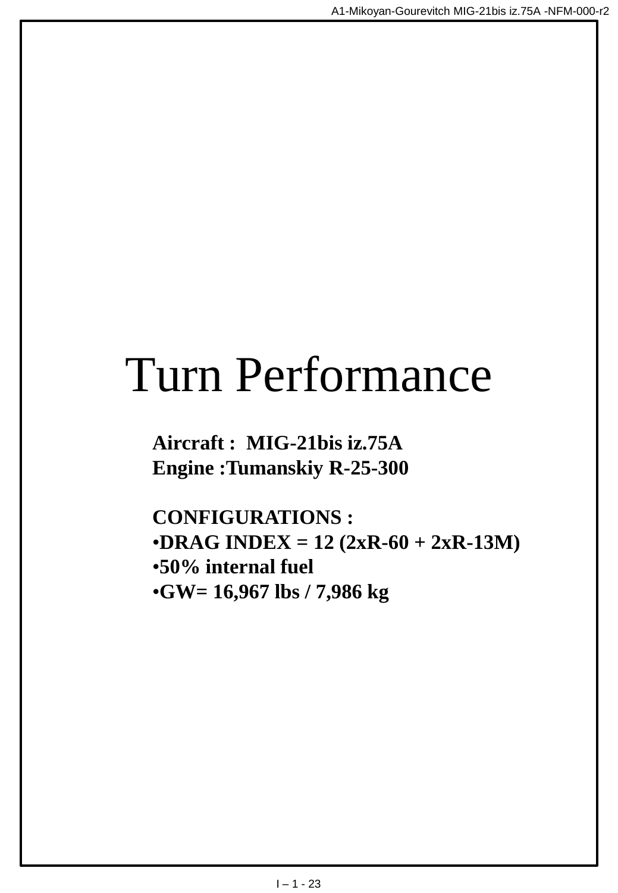# Turn Performance

**Aircraft : MIG-21bis iz.75A**
**Engine :Tumanskiy R-25-300**

**CONFIGURATIONS :**

- **DRAG INDEX = 12 (2xR-60 + 2xR-13M)**
- **50% internal fuel**
- **GW= 16,967 lbs / 7,986 kg**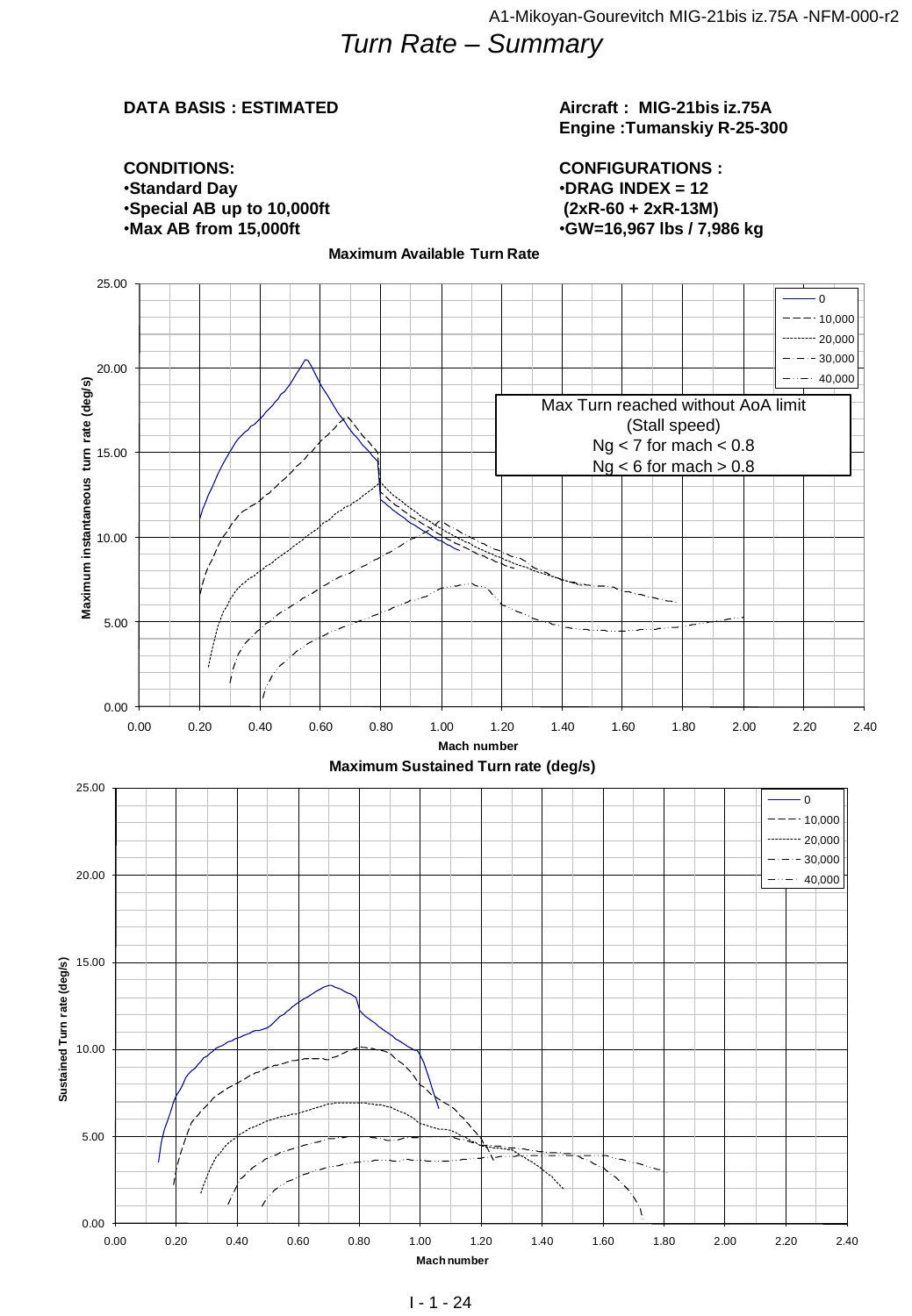# Turn Rate – Summary

**DATA BASIS : ESTIMATED**

**Aircraft : MIG-21bis iz.75A**
**Engine :Tumanskiy R-25-300**

**CONDITIONS:**
- **Standard Day**
- **Special AB up to 10,000ft**
- **Max AB from 15,000ft**

**CONFIGURATIONS :**
- **DRAG INDEX = 12**
  **(2xR-60 + 2xR-13M)**
- **GW=16,967 lbs / 7,986 kg**

**Maximum Available Turn Rate**

Max Turn reached without AoA limit
(Stall speed)
Ng < 7 for mach < 0.8
Ng < 6 for mach > 0.8

Legend: 0; 10,000; 20,000; 30,000; 40,000

Y-axis: Maximum instantaneous turn rate (deg/s) — X-axis: Mach number

**Maximum Sustained Turn rate (deg/s)**

Legend: 0; 10,000; 20,000; 30,000; 40,000

Y-axis: Sustained Turn rate (deg/s) — X-axis: Mach number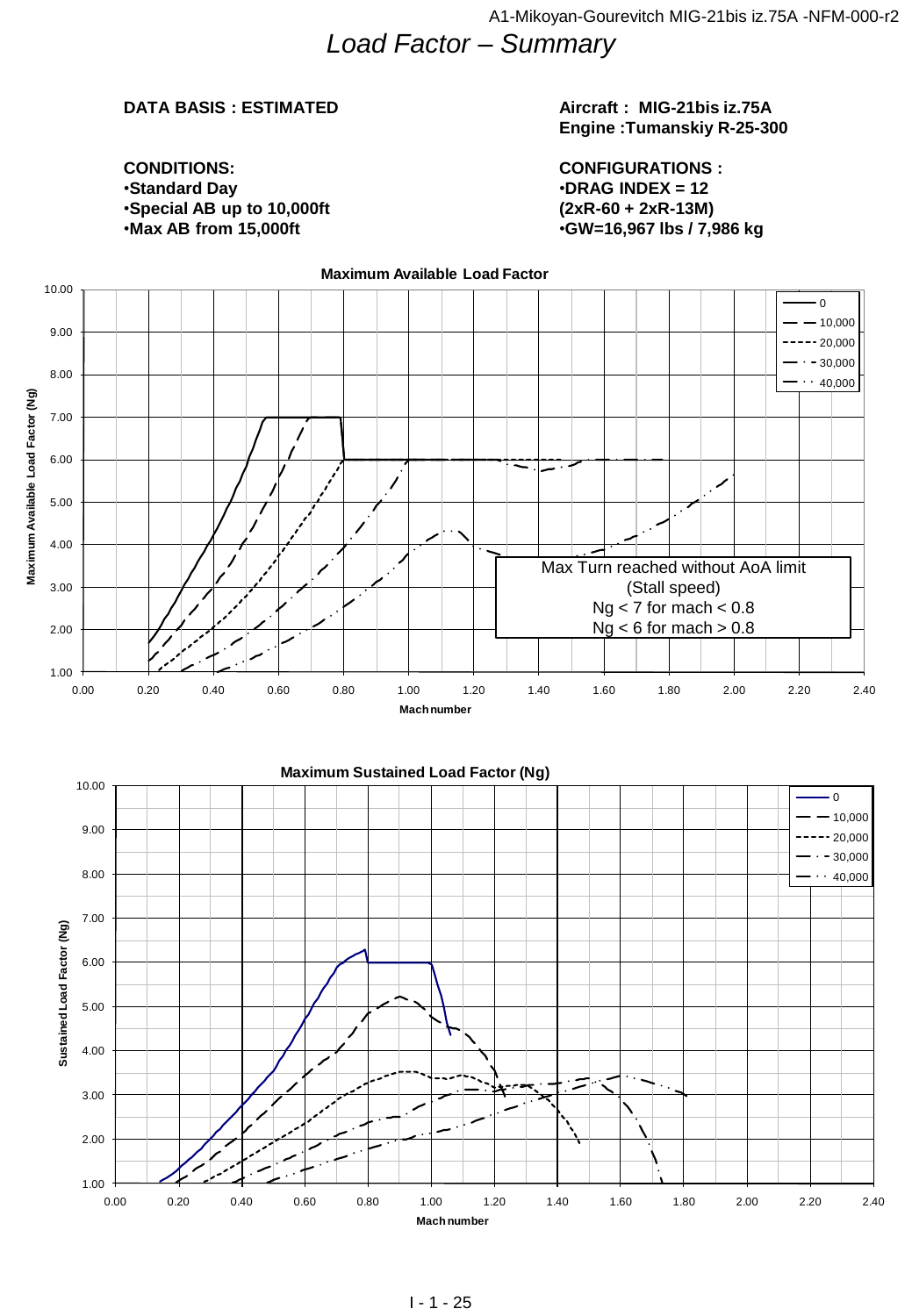# Load Factor – Summary

**DATA BASIS : ESTIMATED**

**Aircraft : MIG-21bis iz.75A**
**Engine :Tumanskiy R-25-300**

**CONDITIONS:**
- **Standard Day**
- **Special AB up to 10,000ft**
- **Max AB from 15,000ft**

**CONFIGURATIONS :**
- **DRAG INDEX = 12**
**(2xR-60 + 2xR-13M)**
- **GW=16,967 lbs / 7,986 kg**

**Maximum Available Load Factor**

Legend: 0, 10,000, 20,000, 30,000, 40,000

Y-axis: Maximum Available Load Factor (Ng), 1.00 – 10.00
X-axis: Mach number, 0.00 – 2.40

Max Turn reached without AoA limit
(Stall speed)
Ng < 7 for mach < 0.8
Ng < 6 for mach > 0.8

**Maximum Sustained Load Factor (Ng)**

Legend: 0, 10,000, 20,000, 30,000, 40,000

Y-axis: Sustained Load Factor (Ng), 1.00 – 10.00
X-axis: Mach number, 0.00 – 2.40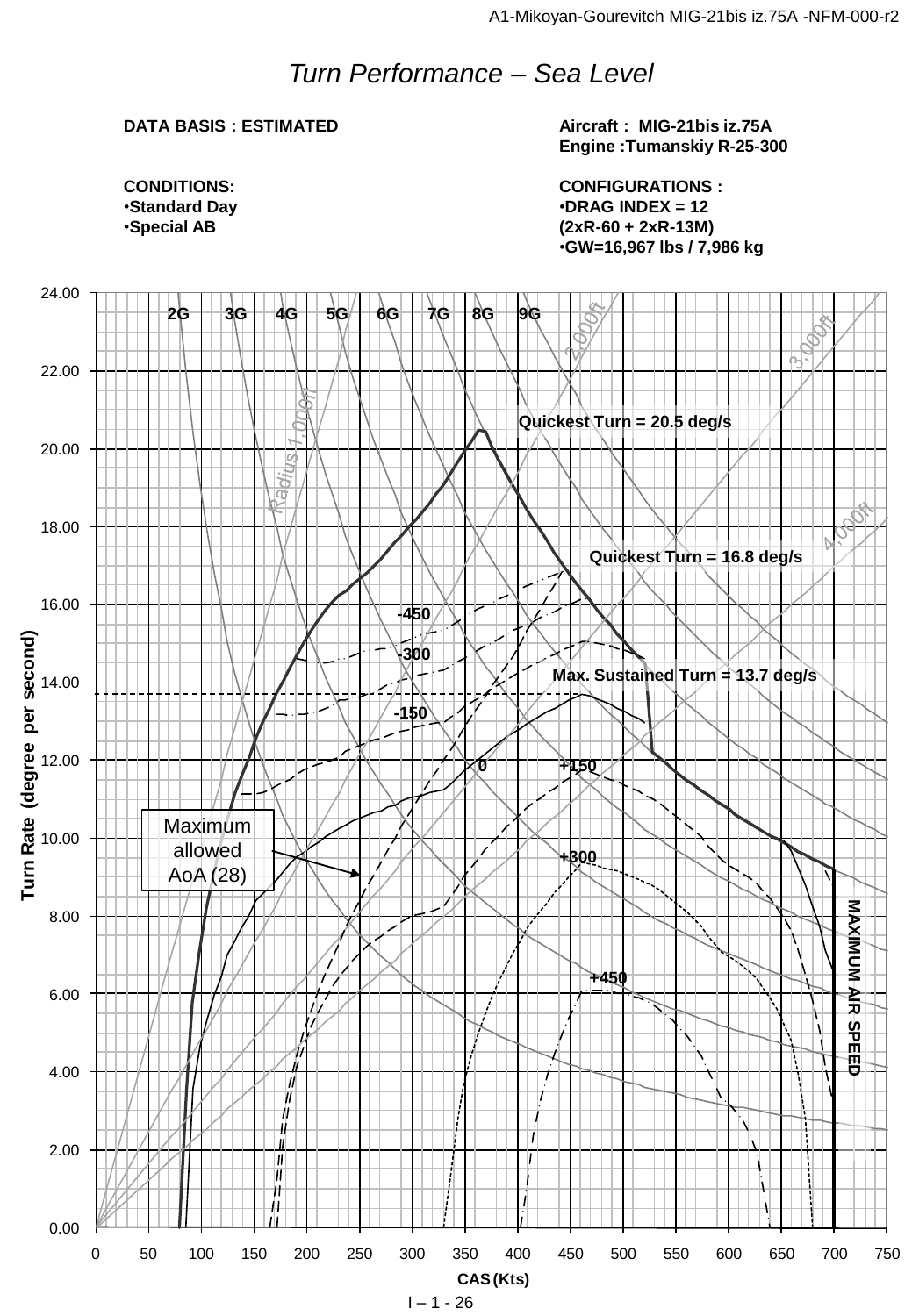# Turn Performance – Sea Level

**DATA BASIS : ESTIMATED**

**CONDITIONS:**
- **Standard Day**
- **Special AB**

**Aircraft : MIG-21bis iz.75A**
**Engine :Tumanskiy R-25-300**

**CONFIGURATIONS :**
- **DRAG INDEX = 12**
**(2xR-60 + 2xR-13M)**
- **GW=16,967 lbs / 7,986 kg**

2G 3G 4G 5G 6G 7G 8G 9G

Radius 1,000ft 2,000ft 3,000ft 4,000ft

Quickest Turn = 20.5 deg/s

Quickest Turn = 16.8 deg/s

Max. Sustained Turn = 13.7 deg/s

-450 -300 -150 0 +150 +300 +450

Maximum allowed AoA (28)

MAXIMUM AIR SPEED

Turn Rate (degree per second)

CAS (Kts)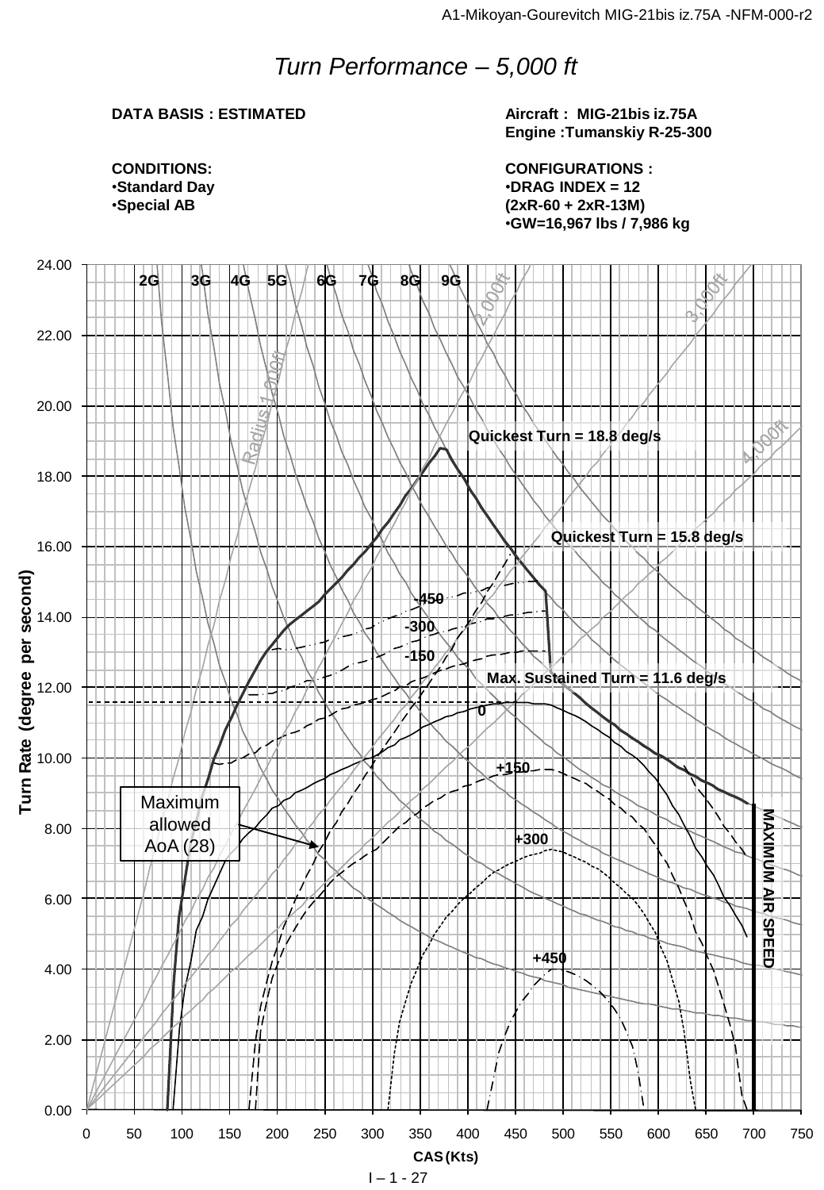# *Turn Performance – 5,000 ft*

**DATA BASIS : ESTIMATED**

**Aircraft : MIG-21bis iz.75A**
**Engine :Tumanskiy R-25-300**

**CONDITIONS:**
- **Standard Day**
- **Special AB**

**CONFIGURATIONS :**
- **DRAG INDEX = 12**
**(2xR-60 + 2xR-13M)**
- **GW=16,967 lbs / 7,986 kg**

Turn Rate (degree per second) vs. CAS (Kts)

2G 3G 4G 5G 6G 7G 8G 9G

Radius 1,000ft 2,000ft 3,000ft 4,000ft

Quickest Turn = 18.8 deg/s

Quickest Turn = 15.8 deg/s

Max. Sustained Turn = 11.6 deg/s

-450 -300 -150 0 +150 +300 +450

Maximum allowed AoA (28)

MAXIMUM AIR SPEED

I – 1 - 27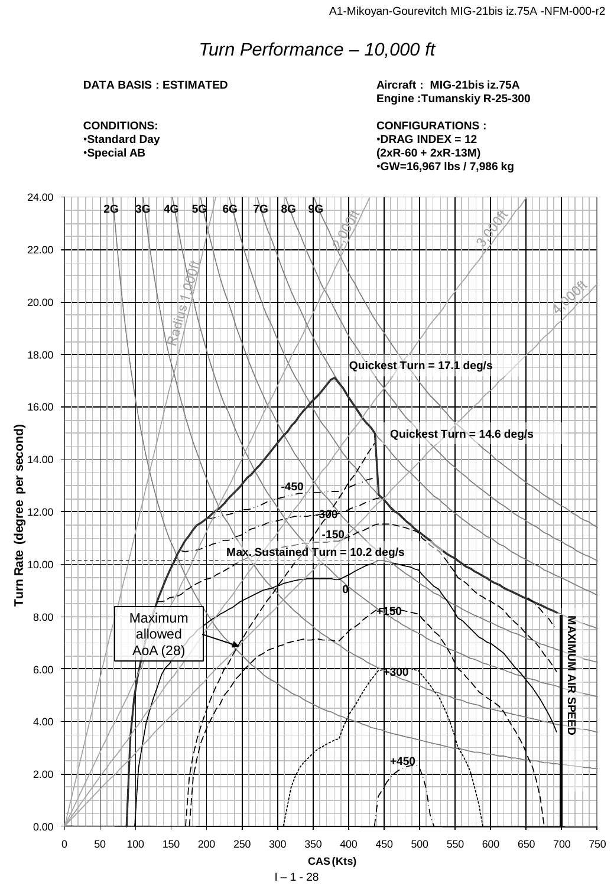# *Turn Performance – 10,000 ft*

**DATA BASIS : ESTIMATED**

**Aircraft : MIG-21bis iz.75A**
**Engine :Tumanskiy R-25-300**

**CONDITIONS:**
- **Standard Day**
- **Special AB**

**CONFIGURATIONS :**
- **DRAG INDEX = 12**
**(2xR-60 + 2xR-13M)**
- **GW=16,967 lbs / 7,986 kg**

Turn Rate (degree per second) vs. CAS (Kts)

2G 3G 4G 5G 6G 7G 8G 9G

Radius 1,000ft 2,000ft 3,000ft 4,000ft

Quickest Turn = 17.1 deg/s

Quickest Turn = 14.6 deg/s

-450 -300 -150 0 +150 +300 +450

Max. Sustained Turn = 10.2 deg/s

Maximum allowed AoA (28)

MAXIMUM AIR SPEED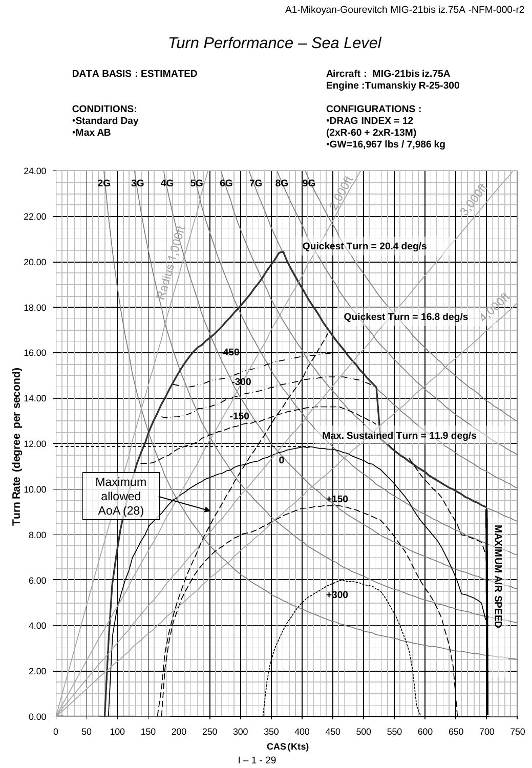# Turn Performance – Sea Level

**DATA BASIS : ESTIMATED**

**Aircraft : MIG-21bis iz.75A**
**Engine :Tumanskiy R-25-300**

**CONDITIONS:**
- **Standard Day**
- **Max AB**

**CONFIGURATIONS :**
- **DRAG INDEX = 12**
**(2xR-60 + 2xR-13M)**
- **GW=16,967 lbs / 7,986 kg**

2G 3G 4G 5G 6G 7G 8G 9G

Radius 1,000ft 2,000ft 3,000ft 4,000ft

Quickest Turn = 20.4 deg/s

Quickest Turn = 16.8 deg/s

Max. Sustained Turn = 11.9 deg/s

450 -300 -150 0 +150 +300

Maximum allowed AoA (28)

MAXIMUM AIR SPEED

Turn Rate (degree per second)

CAS (Kts)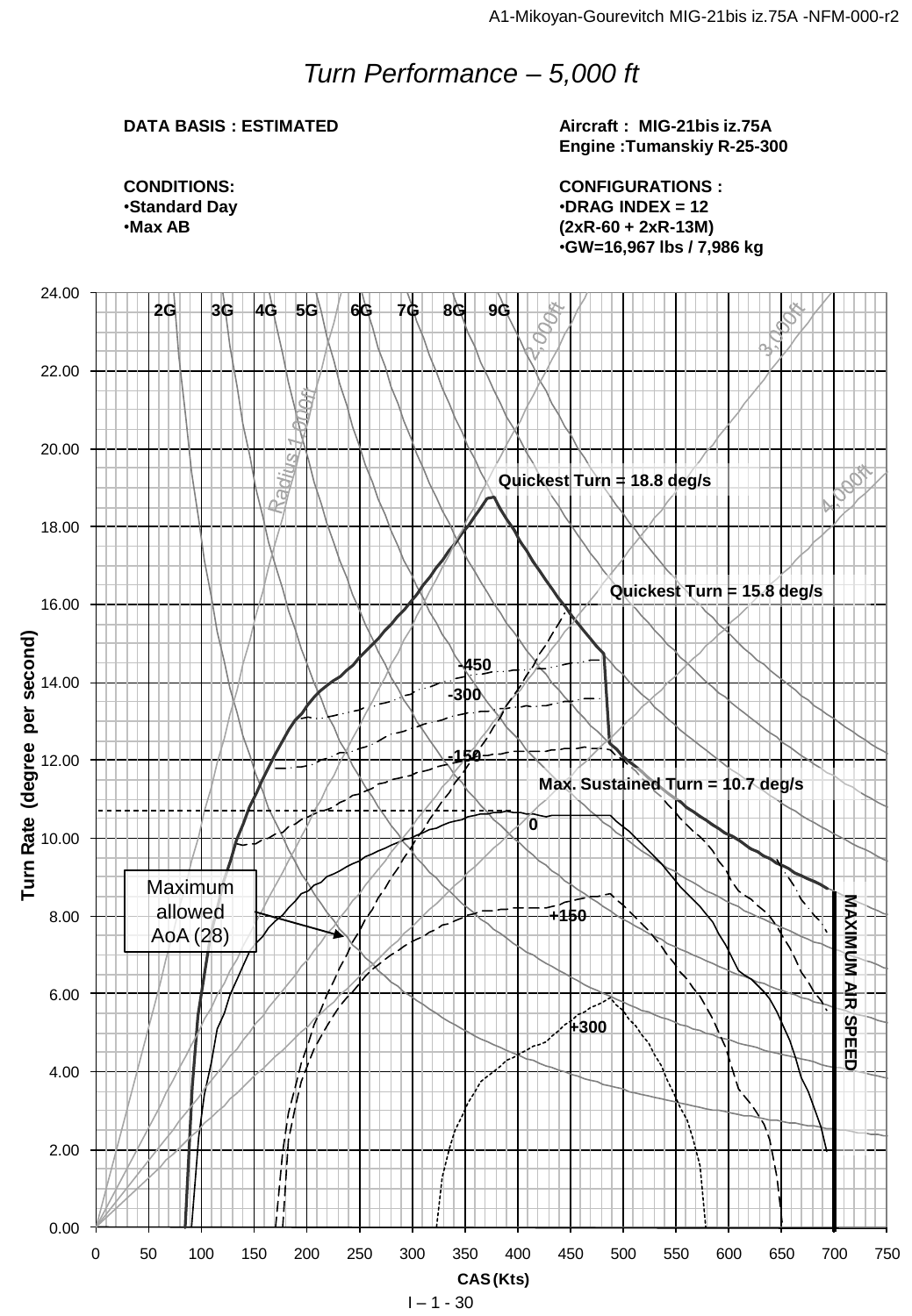# *Turn Performance – 5,000 ft*

**DATA BASIS : ESTIMATED**

**Aircraft : MIG-21bis iz.75A**
**Engine :Tumanskiy R-25-300**

**CONDITIONS:**
- **Standard Day**
- **Max AB**

**CONFIGURATIONS :**
- **DRAG INDEX = 12**
  **(2xR-60 + 2xR-13M)**
- **GW=16,967 lbs / 7,986 kg**

2G 3G 4G 5G 6G 7G 8G 9G

Radius 1,000ft

2,000ft

3,000ft

4,000ft

Quickest Turn = 18.8 deg/s

Quickest Turn = 15.8 deg/s

Max. Sustained Turn = 10.7 deg/s

-450

-300

-150

0

+150

+300

Maximum allowed AoA (28)

MAXIMUM AIR SPEED

Turn Rate (degree per second)

0.00, 2.00, 4.00, 6.00, 8.00, 10.00, 12.00, 14.00, 16.00, 18.00, 20.00, 22.00, 24.00

CAS (Kts)

0, 50, 100, 150, 200, 250, 300, 350, 400, 450, 500, 550, 600, 650, 700, 750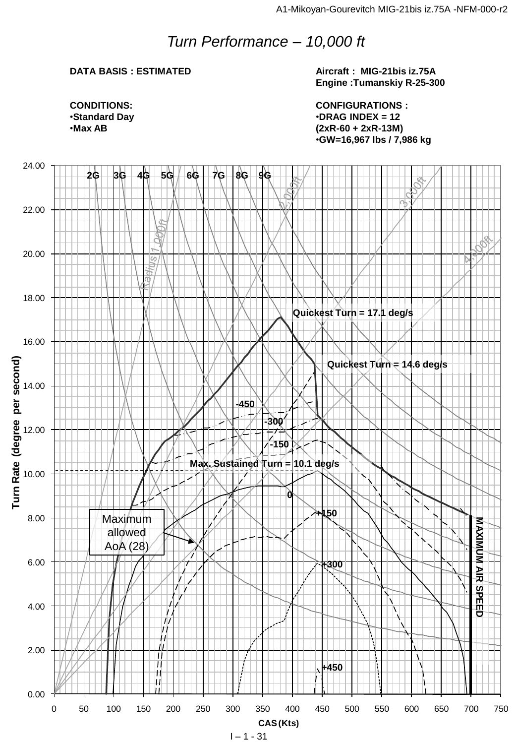# Turn Performance – 10,000 ft

**DATA BASIS : ESTIMATED**

**Aircraft : MIG-21bis iz.75A**
**Engine :Tumanskiy R-25-300**

**CONDITIONS:**
- **Standard Day**
- **Max AB**

**CONFIGURATIONS :**
- **DRAG INDEX = 12**
  **(2xR-60 + 2xR-13M)**
- **GW=16,967 lbs / 7,986 kg**

Quickest Turn = 17.1 deg/s

Quickest Turn = 14.6 deg/s

Max. Sustained Turn = 10.1 deg/s

Maximum allowed AoA (28)

MAXIMUM AIR SPEED

Turn Rate (degree per second)

CAS (Kts)

2G 3G 4G 5G 6G 7G 8G 9G

Radius 1,000ft 2,000ft 3,000ft 4,000ft

-450 -300 -150 0 +150 +300 +450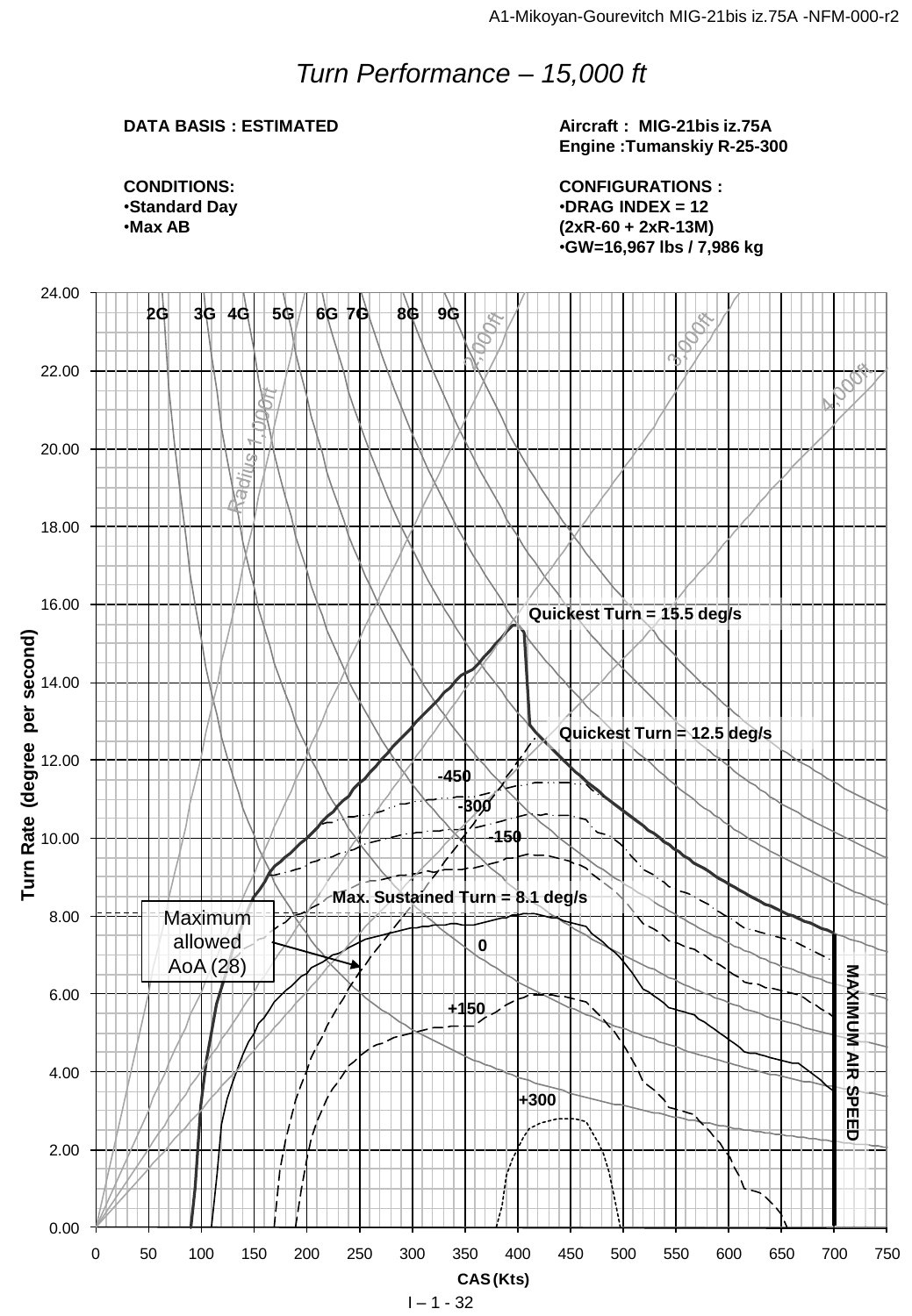# *Turn Performance – 15,000 ft*

**DATA BASIS : ESTIMATED**

**Aircraft : MIG-21bis iz.75A**
**Engine :Tumanskiy R-25-300**

**CONDITIONS:**
- **Standard Day**
- **Max AB**

**CONFIGURATIONS :**
- **DRAG INDEX = 12**
**(2xR-60 + 2xR-13M)**
- **GW=16,967 lbs / 7,986 kg**

Turn Rate (degree per second) vs. CAS (Kts)

- 2G, 3G, 4G, 5G, 6G, 7G, 8G, 9G
- Radius 1,000ft, 2,000ft, 3,000ft, 4,000ft
- Quickest Turn = 15.5 deg/s
- Quickest Turn = 12.5 deg/s
- Max. Sustained Turn = 8.1 deg/s
- -450, -300, -150, 0, +150, +300
- Maximum allowed AoA (28)
- MAXIMUM AIR SPEED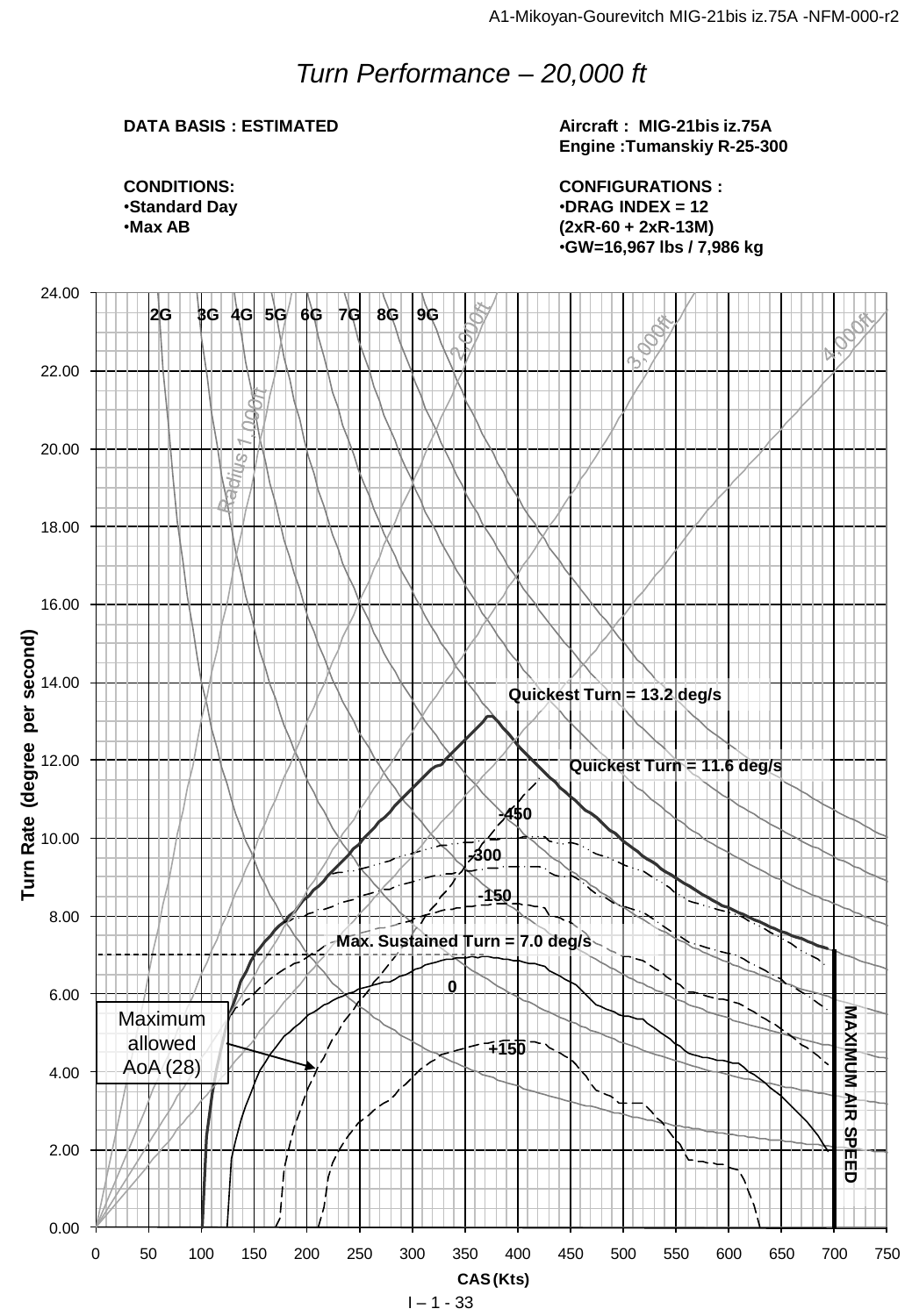# Turn Performance – 20,000 ft

**DATA BASIS : ESTIMATED**

**Aircraft : MIG-21bis iz.75A**
**Engine :Tumanskiy R-25-300**

**CONDITIONS:**
- **Standard Day**
- **Max AB**

**CONFIGURATIONS :**
- **DRAG INDEX = 12**
  **(2xR-60 + 2xR-13M)**
- **GW=16,967 lbs / 7,986 kg**

Turn Rate (degree per second)

CAS (Kts)

2G 3G 4G 5G 6G 7G 8G 9G

Radius 1,000ft 2,000ft 3,000ft 4,000ft

Quickest Turn = 13.2 deg/s

Quickest Turn = 11.6 deg/s

-450

-300

-150

Max. Sustained Turn = 7.0 deg/s

0

+150

Maximum allowed AoA (28)

MAXIMUM AIR SPEED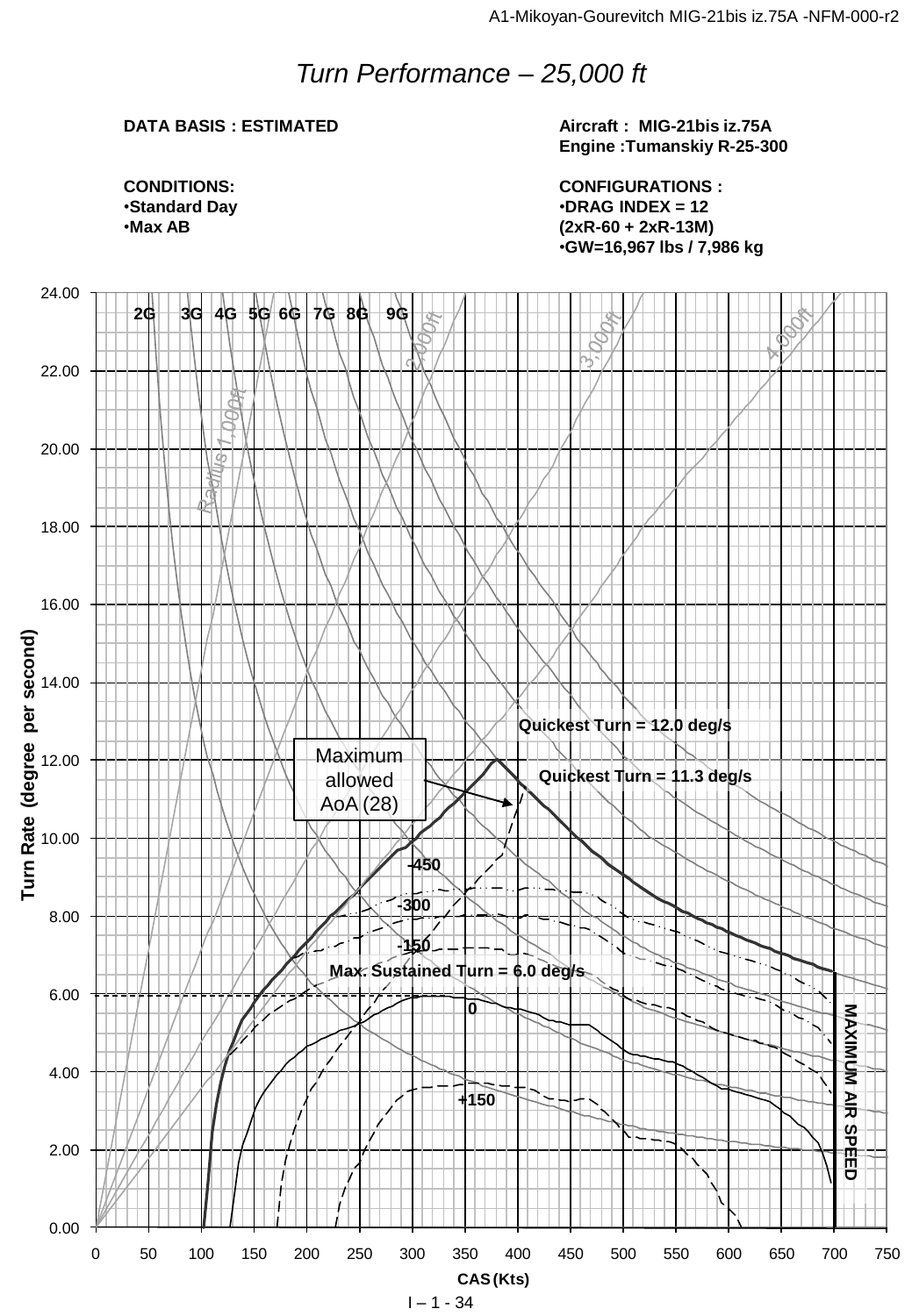# *Turn Performance – 25,000 ft*

**DATA BASIS : ESTIMATED**

**Aircraft : MIG-21bis iz.75A**
**Engine :Tumanskiy R-25-300**

**CONDITIONS:**

- **Standard Day**
- **Max AB**

**CONFIGURATIONS :**

- **DRAG INDEX = 12 (2xR-60 + 2xR-13M)**
- **GW=16,967 lbs / 7,986 kg**

Turn Rate (degree per second) vs. CAS (Kts)

2G 3G 4G 5G 6G 7G 8G 9G

Radius 1,000ft 2,000ft 3,000ft 4,000ft

Quickest Turn = 12.0 deg/s

Quickest Turn = 11.3 deg/s

Maximum allowed AoA (28)

-450

-300

-150

Max. Sustained Turn = 6.0 deg/s

0

+150

MAXIMUM AIR SPEED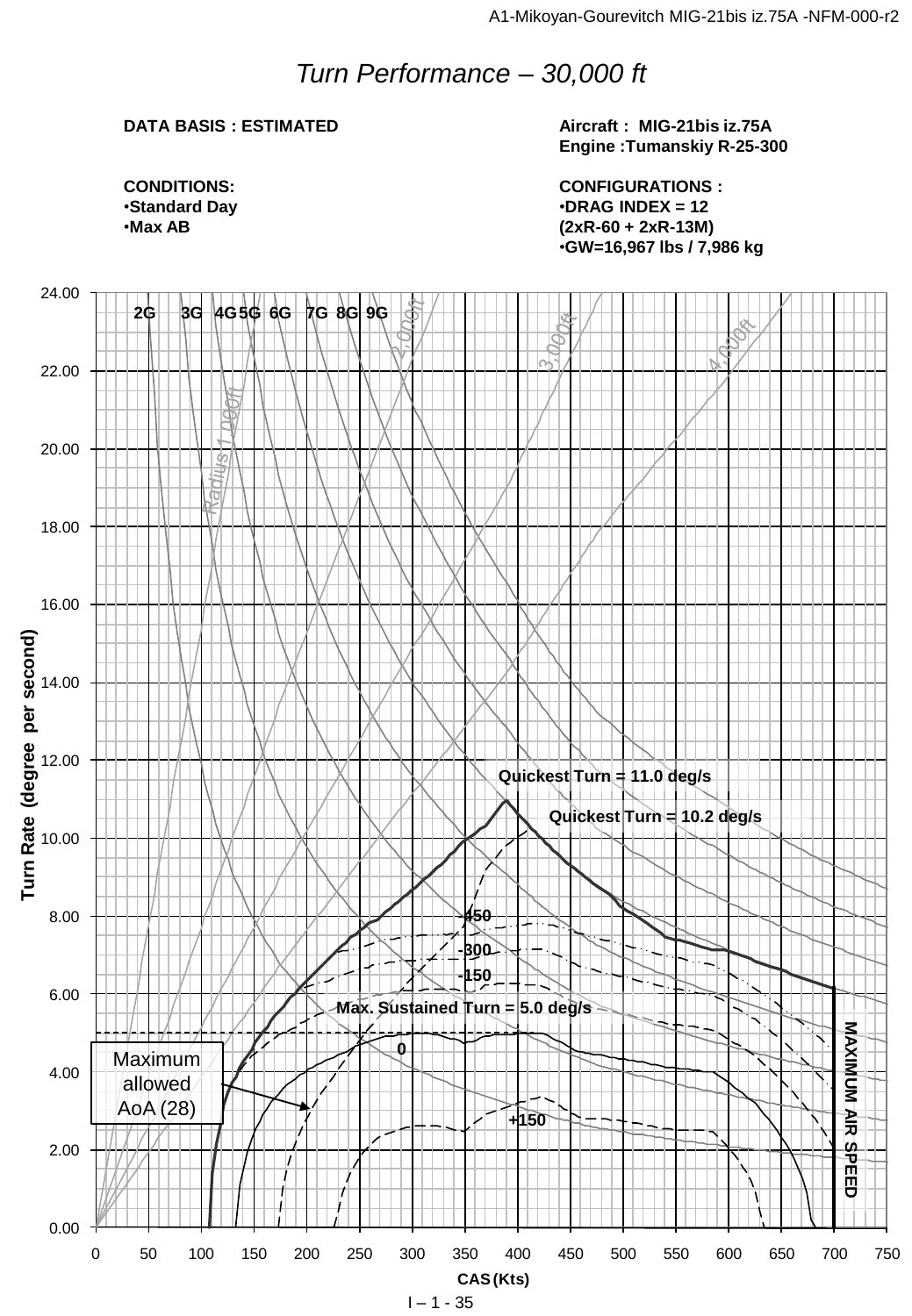# Turn Performance – 30,000 ft

**DATA BASIS : ESTIMATED**

**CONDITIONS:**
- **Standard Day**
- **Max AB**

**Aircraft : MIG-21bis iz.75A**
**Engine :Tumanskiy R-25-300**

**CONFIGURATIONS :**
- **DRAG INDEX = 12 (2xR-60 + 2xR-13M)**
- **GW=16,967 lbs / 7,986 kg**

Turn Rate (degree per second) vs. CAS (Kts)

2G 3G 4G 5G 6G 7G 8G 9G

Radius 1,000ft 2,000ft 3,000ft 4,000ft

Quickest Turn = 11.0 deg/s

Quickest Turn = 10.2 deg/s

-450

-300

-150

Max. Sustained Turn = 5.0 deg/s

0

+150

Maximum allowed AoA (28)

MAXIMUM AIR SPEED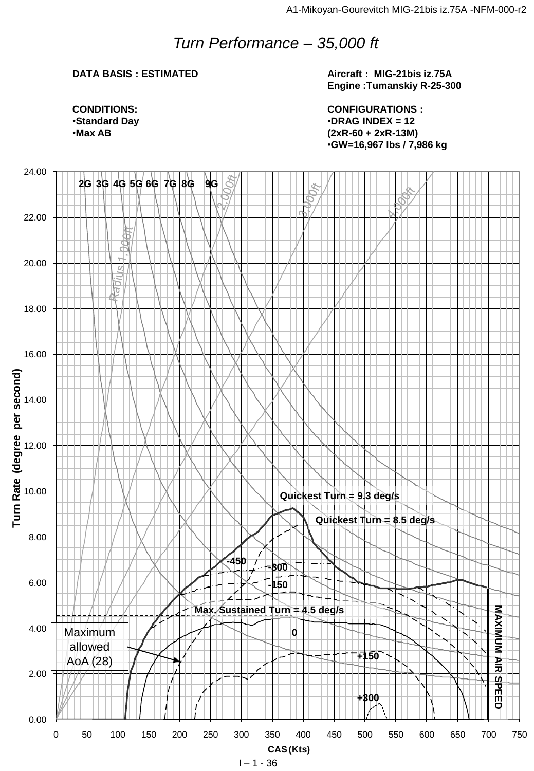# *Turn Performance – 35,000 ft*

**DATA BASIS : ESTIMATED**

**Aircraft : MIG-21bis iz.75A**
**Engine :Tumanskiy R-25-300**

**CONDITIONS:**
- **Standard Day**
- **Max AB**

**CONFIGURATIONS :**
- **DRAG INDEX = 12**
  **(2xR-60 + 2xR-13M)**
- **GW=16,967 lbs / 7,986 kg**

Turn Rate (degree per second)

24.00, 22.00, 20.00, 18.00, 16.00, 14.00, 12.00, 10.00, 8.00, 6.00, 4.00, 2.00, 0.00

2G 3G 4G 5G 6G 7G 8G 9G

Radius 1,000ft 2,000ft 3,000ft 4,000ft

**Quickest Turn = 9.3 deg/s**

**Quickest Turn = 8.5 deg/s**

-450 -300 -150 0 +150 +300

**Max. Sustained Turn = 4.5 deg/s**

Maximum allowed AoA (28)

**MAXIMUM AIR SPEED**

0 50 100 150 200 250 300 350 400 450 500 550 600 650 700 750

**CAS (Kts)**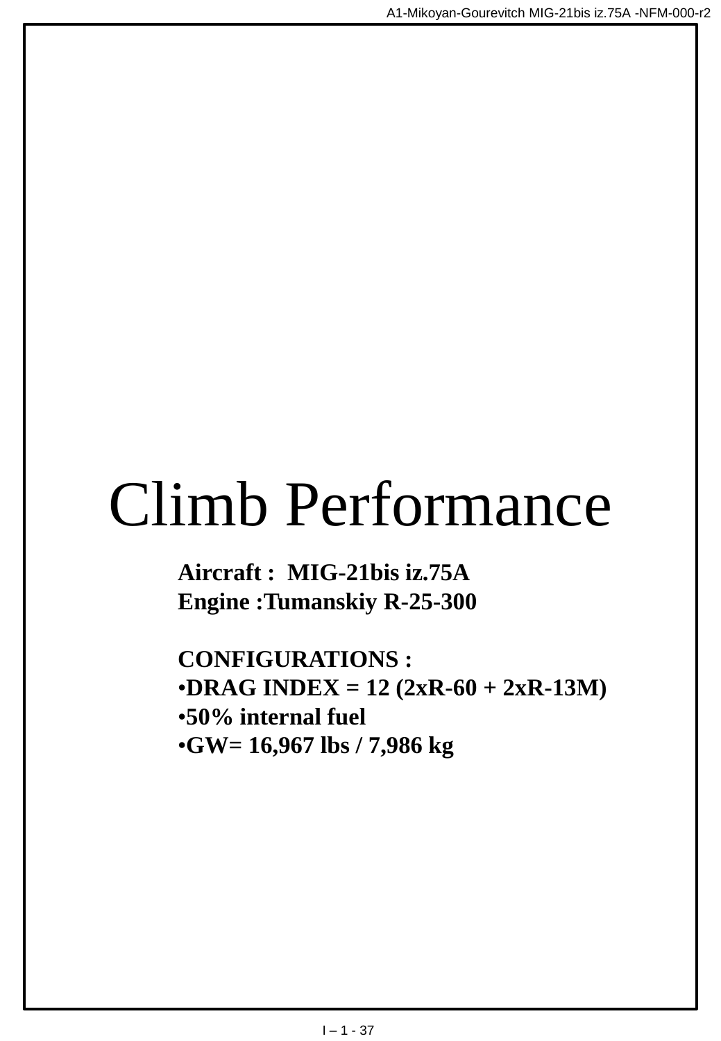# Climb Performance

**Aircraft : MIG-21bis iz.75A**
**Engine :Tumanskiy R-25-300**

**CONFIGURATIONS :**

- **DRAG INDEX = 12 (2xR-60 + 2xR-13M)**
- **50% internal fuel**
- **GW= 16,967 lbs / 7,986 kg**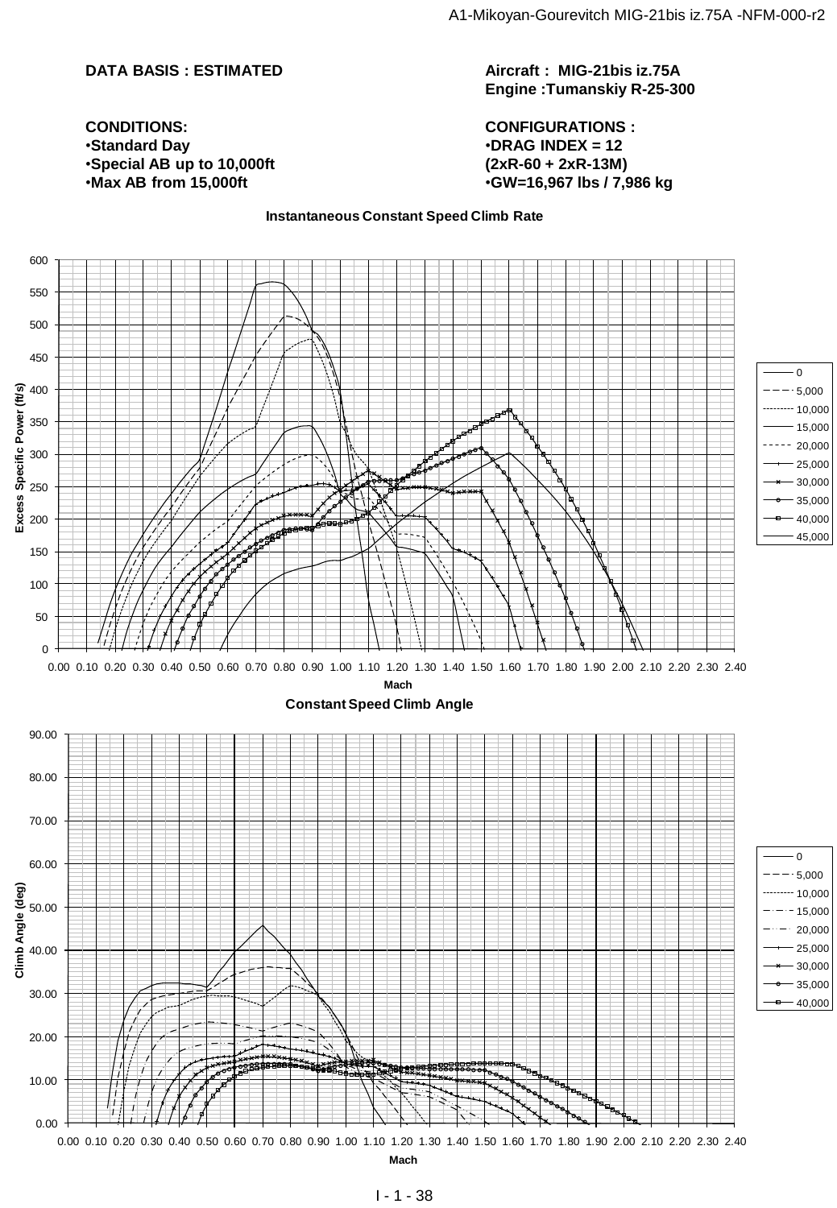**DATA BASIS : ESTIMATED**

**Aircraft : MIG-21bis iz.75A**
**Engine :Tumanskiy R-25-300**

**CONDITIONS:**
- **Standard Day**
- **Special AB up to 10,000ft**
- **Max AB from 15,000ft**

**CONFIGURATIONS :**
- **DRAG INDEX = 12**
**(2xR-60 + 2xR-13M)**
- **GW=16,967 lbs / 7,986 kg**

**Instantaneous Constant Speed Climb Rate**

Excess Specific Power (ft/s) vs. Mach — curves for 0, 5,000, 10,000, 15,000, 20,000, 25,000, 30,000, 35,000, 40,000, 45,000

**Constant Speed Climb Angle**

Climb Angle (deg) vs. Mach — curves for 0, 5,000, 10,000, 15,000, 20,000, 25,000, 30,000, 35,000, 40,000

I - 1 - 38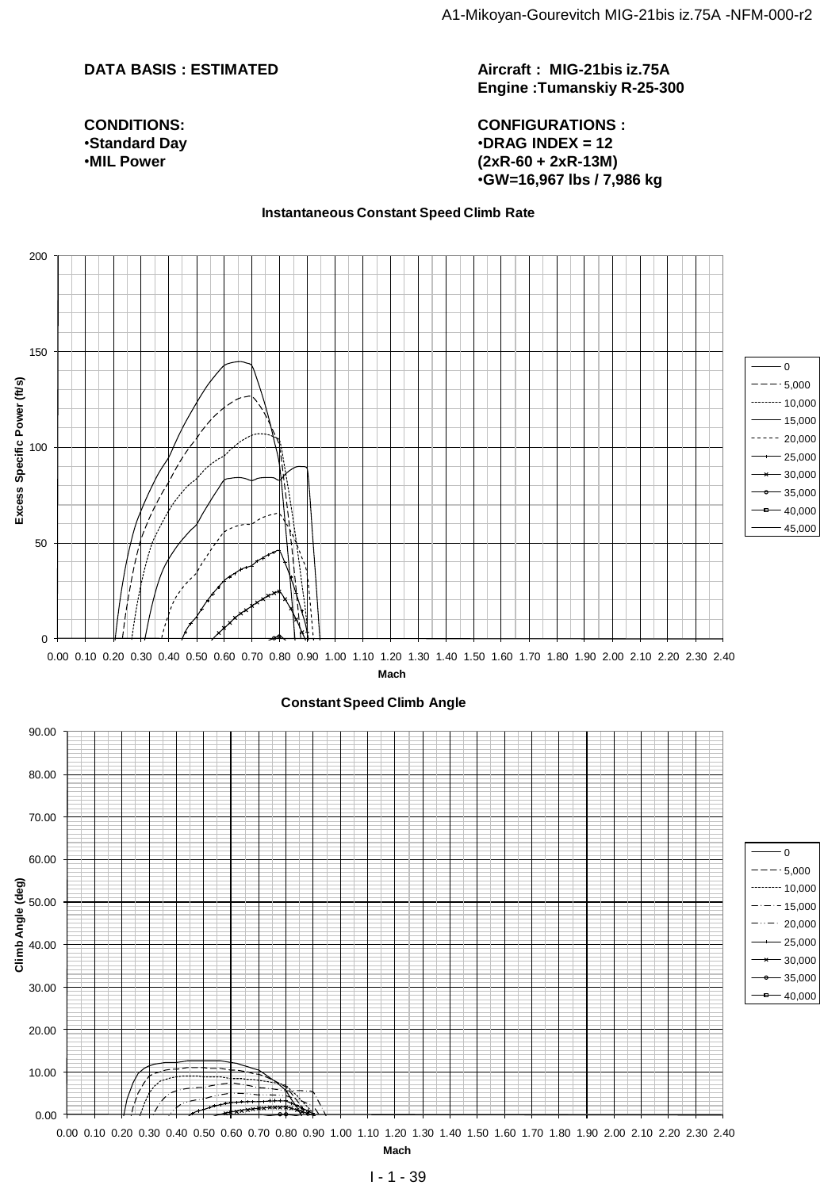**DATA BASIS : ESTIMATED**

**Aircraft : MIG-21bis iz.75A**
**Engine :Tumanskiy R-25-300**

**CONDITIONS:**
- **Standard Day**
- **MIL Power**

**CONFIGURATIONS :**
- **DRAG INDEX = 12**
**(2xR-60 + 2xR-13M)**
- **GW=16,967 lbs / 7,986 kg**

**Instantaneous Constant Speed Climb Rate**

Excess Specific Power (ft/s) vs. Mach

Legend: 0; 5,000; 10,000; 15,000; 20,000; 25,000; 30,000; 35,000; 40,000; 45,000

**Constant Speed Climb Angle**

Climb Angle (deg) vs. Mach

Legend: 0; 5,000; 10,000; 15,000; 20,000; 25,000; 30,000; 35,000; 40,000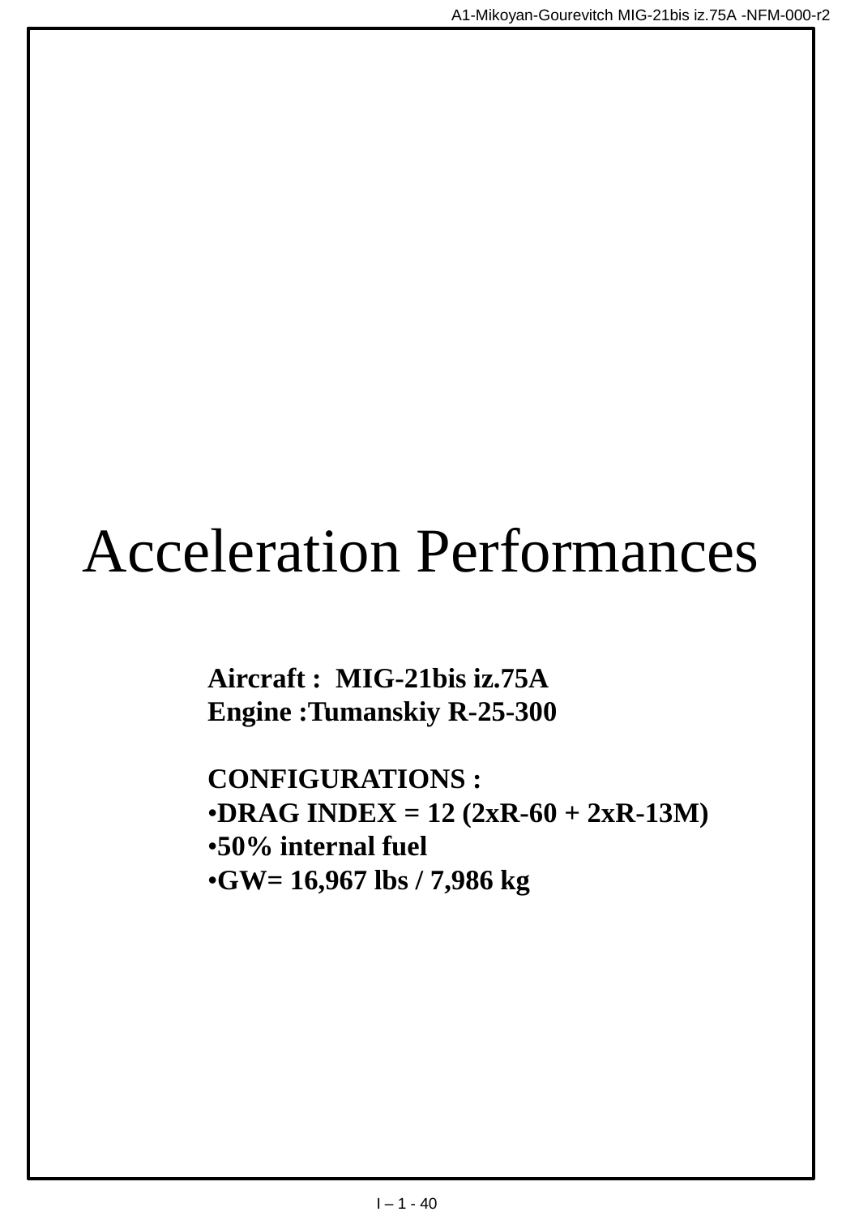# Acceleration Performances

**Aircraft : MIG-21bis iz.75A**
**Engine :Tumanskiy R-25-300**

**CONFIGURATIONS :**

- **DRAG INDEX = 12 (2xR-60 + 2xR-13M)**
- **50% internal fuel**
- **GW= 16,967 lbs / 7,986 kg**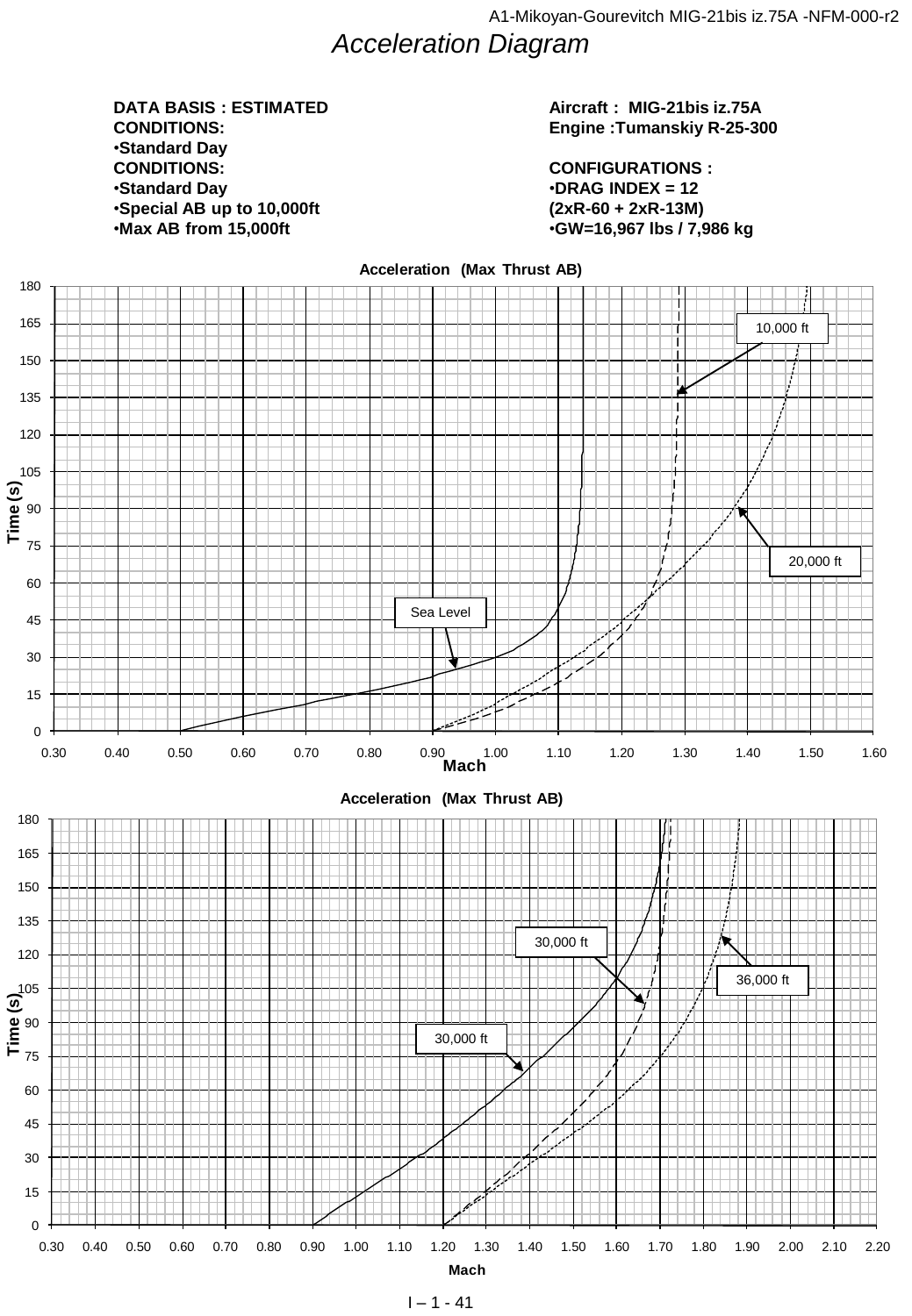# Acceleration Diagram

**DATA BASIS : ESTIMATED**
**CONDITIONS:**
**•Standard Day**
**CONDITIONS:**
**•Standard Day**
**•Special AB up to 10,000ft**
**•Max AB from 15,000ft**

**Aircraft : MIG-21bis iz.75A**
**Engine :Tumanskiy R-25-300**

**CONFIGURATIONS :**
**•DRAG INDEX = 12**
**(2xR-60 + 2xR-13M)**
**•GW=16,967 lbs / 7,986 kg**

**Acceleration (Max Thrust AB)**

Time (s)

180
165
150
135
120
105
90
75
60
45
30
15
0

0.30 0.40 0.50 0.60 0.70 0.80 0.90 1.00 1.10 1.20 1.30 1.40 1.50 1.60

Mach

10,000 ft
20,000 ft
Sea Level

**Acceleration (Max Thrust AB)**

Time (s)

180
165
150
135
120
105
90
75
60
45
30
15
0

0.30 0.40 0.50 0.60 0.70 0.80 0.90 1.00 1.10 1.20 1.30 1.40 1.50 1.60 1.70 1.80 1.90 2.00 2.10 2.20

**Mach**

30,000 ft
36,000 ft
30,000 ft